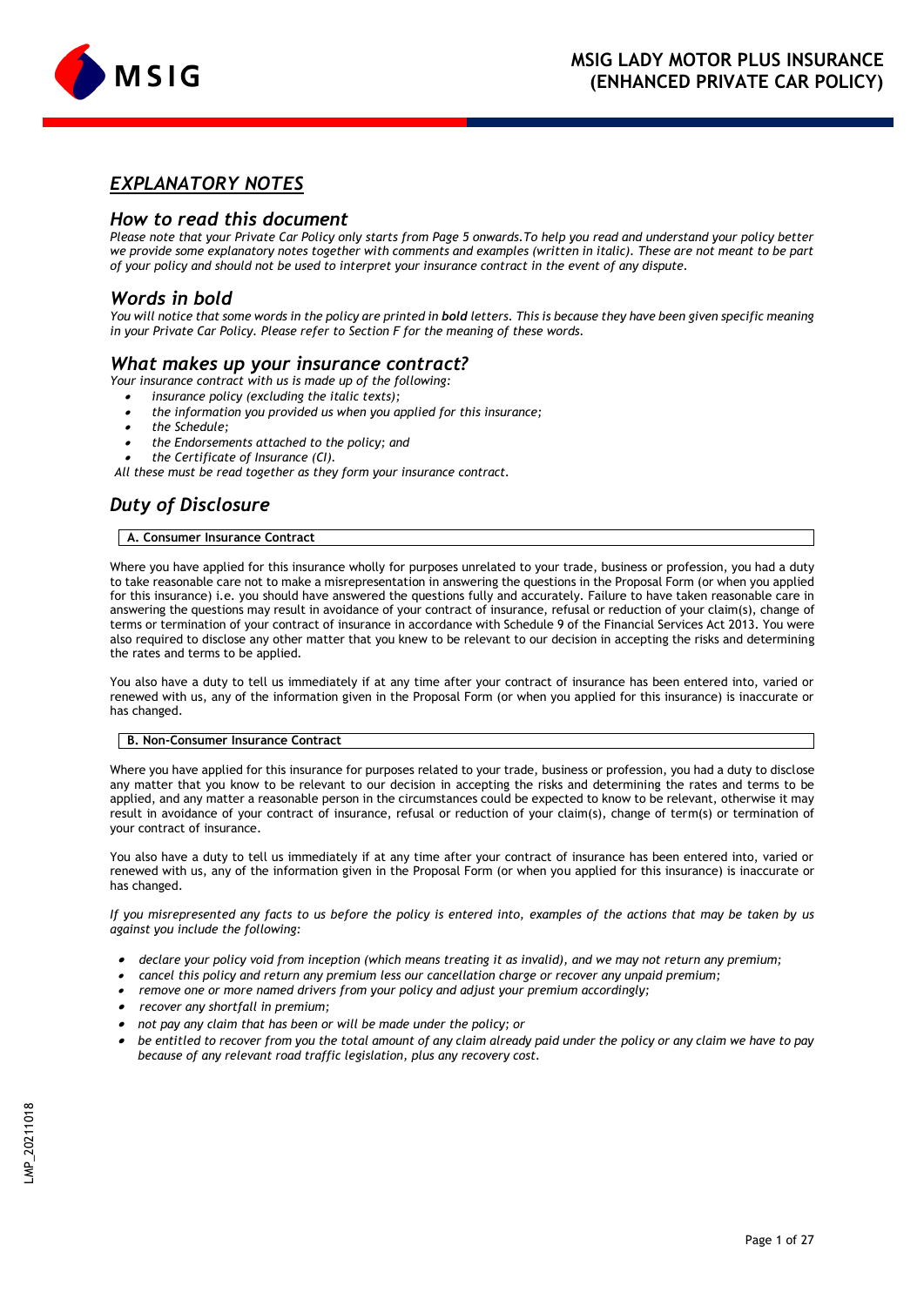# MSIG LADY MOTOR PLUS INSURANCE (ENHANCED PRIVATE CAR POLICY)

## *EXPLANATORY NOTES*

### *How to read this document*

*Please note that your Private Car Policy only starts from Page 5 onwards.To help you read and understand your policy better we provide some explanatory notes together with comments and examples (written in italic). These are not meant to be part of your policy and should not be used to interpret your insurance contract in the event of any dispute.*

### *Words in bold*

*You will notice that some words in the policy are printed in **bold** letters. This is because they have been given specific meaning in your Private Car Policy. Please refer to Section F for the meaning of these words.*

### *What makes up your insurance contract?*

*Your insurance contract with us is made up of the following:*

- *insurance policy (excluding the italic texts);*
- *the information you provided us when you applied for this insurance;*
- *the Schedule;*
- *the Endorsements attached to the policy; and*
- *the Certificate of Insurance (CI).*

*All these must be read together as they form your insurance contract.*

## *Duty of Disclosure*

**A. Consumer Insurance Contract**

Where you have applied for this insurance wholly for purposes unrelated to your trade, business or profession, you had a duty to take reasonable care not to make a misrepresentation in answering the questions in the Proposal Form (or when you applied for this insurance) i.e. you should have answered the questions fully and accurately. Failure to have taken reasonable care in answering the questions may result in avoidance of your contract of insurance, refusal or reduction of your claim(s), change of terms or termination of your contract of insurance in accordance with Schedule 9 of the Financial Services Act 2013. You were also required to disclose any other matter that you knew to be relevant to our decision in accepting the risks and determining the rates and terms to be applied.

You also have a duty to tell us immediately if at any time after your contract of insurance has been entered into, varied or renewed with us, any of the information given in the Proposal Form (or when you applied for this insurance) is inaccurate or has changed.

**B. Non-Consumer Insurance Contract**

Where you have applied for this insurance for purposes related to your trade, business or profession, you had a duty to disclose any matter that you know to be relevant to our decision in accepting the risks and determining the rates and terms to be applied, and any matter a reasonable person in the circumstances could be expected to know to be relevant, otherwise it may result in avoidance of your contract of insurance, refusal or reduction of your claim(s), change of term(s) or termination of your contract of insurance.

You also have a duty to tell us immediately if at any time after your contract of insurance has been entered into, varied or renewed with us, any of the information given in the Proposal Form (or when you applied for this insurance) is inaccurate or has changed.

*If you misrepresented any facts to us before the policy is entered into, examples of the actions that may be taken by us against you include the following:*

- *declare your policy void from inception (which means treating it as invalid), and we may not return any premium;*
- *cancel this policy and return any premium less our cancellation charge or recover any unpaid premium;*
- *remove one or more named drivers from your policy and adjust your premium accordingly;*
- *recover any shortfall in premium;*
- *not pay any claim that has been or will be made under the policy; or*
- *be entitled to recover from you the total amount of any claim already paid under the policy or any claim we have to pay because of any relevant road traffic legislation, plus any recovery cost.*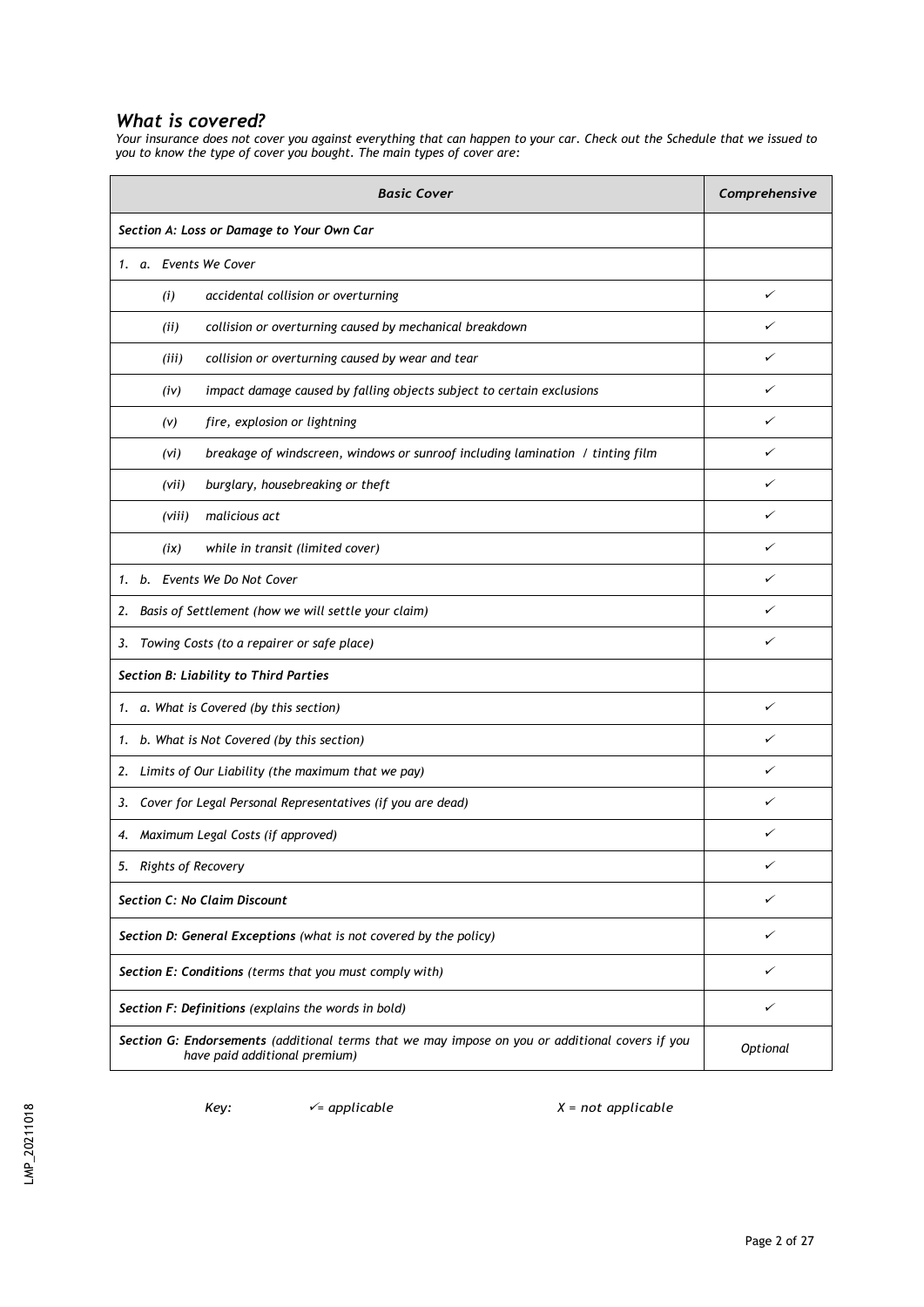## *What is covered?*

*Your insurance does not cover you against everything that can happen to your car. Check out the Schedule that we issued to you to know the type of cover you bought. The main types of cover are:*

| ***Basic Cover*** | ***Comprehensive*** |
|---|---|
| ***Section A: Loss or Damage to Your Own Car*** | |
| *1. a. Events We Cover* | |
| *(i) accidental collision or overturning* | ✓ |
| *(ii) collision or overturning caused by mechanical breakdown* | ✓ |
| *(iii) collision or overturning caused by wear and tear* | ✓ |
| *(iv) impact damage caused by falling objects subject to certain exclusions* | ✓ |
| *(v) fire, explosion or lightning* | ✓ |
| *(vi) breakage of windscreen, windows or sunroof including lamination / tinting film* | ✓ |
| *(vii) burglary, housebreaking or theft* | ✓ |
| *(viii) malicious act* | ✓ |
| *(ix) while in transit (limited cover)* | ✓ |
| *1. b. Events We Do Not Cover* | ✓ |
| *2. Basis of Settlement (how we will settle your claim)* | ✓ |
| *3. Towing Costs (to a repairer or safe place)* | ✓ |
| ***Section B: Liability to Third Parties*** | |
| *1. a. What is Covered (by this section)* | ✓ |
| *1. b. What is Not Covered (by this section)* | ✓ |
| *2. Limits of Our Liability (the maximum that we pay)* | ✓ |
| *3. Cover for Legal Personal Representatives (if you are dead)* | ✓ |
| *4. Maximum Legal Costs (if approved)* | ✓ |
| *5. Rights of Recovery* | ✓ |
| ***Section C: No Claim Discount*** | ✓ |
| ***Section D: General Exceptions** (what is not covered by the policy)* | ✓ |
| ***Section E: Conditions** (terms that you must comply with)* | ✓ |
| ***Section F: Definitions** (explains the words in bold)* | ✓ |
| ***Section G: Endorsements** (additional terms that we may impose on you or additional covers if you have paid additional premium)* | *Optional* |

*Key:* ✓*= applicable* *X = not applicable*

LMP_20211018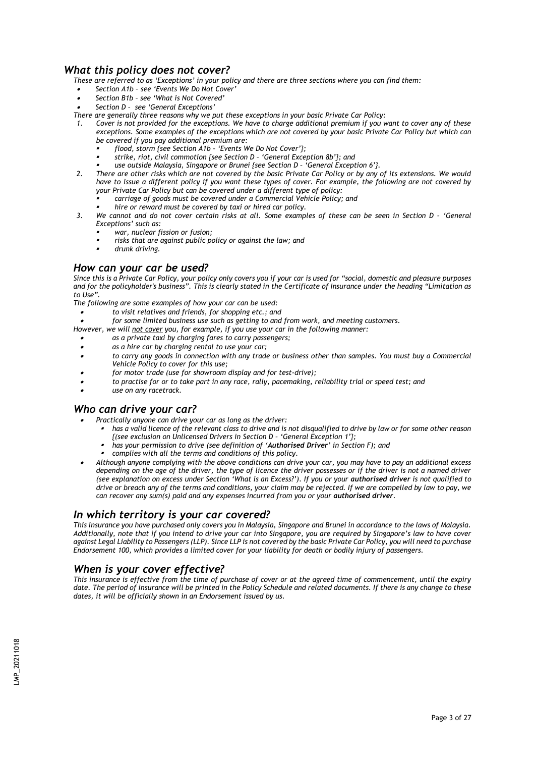## *What this policy does not cover?*

*These are referred to as 'Exceptions' in your policy and there are three sections where you can find them:*

- *Section A1b – see 'Events We Do Not Cover'*
- *Section B1b – see 'What is Not Covered'*
- *Section D – see 'General Exceptions'*

*There are generally three reasons why we put these exceptions in your basic Private Car Policy:*

1. *Cover is not provided for the exceptions. We have to charge additional premium if you want to cover any of these exceptions. Some examples of the exceptions which are not covered by your basic Private Car Policy but which can be covered if you pay additional premium are:*
   - *flood, storm {see Section A1b – 'Events We Do Not Cover'};*
   - *strike, riot, civil commotion {see Section D – 'General Exception 8b'}; and*
   - *use outside Malaysia, Singapore or Brunei {see Section D – 'General Exception 6'}.*
2. *There are other risks which are not covered by the basic Private Car Policy or by any of its extensions. We would have to issue a different policy if you want these types of cover. For example, the following are not covered by your Private Car Policy but can be covered under a different type of policy:*
   - *carriage of goods must be covered under a Commercial Vehicle Policy; and*
   - *hire or reward must be covered by taxi or hired car policy.*
3. *We cannot and do not cover certain risks at all. Some examples of these can be seen in Section D – 'General Exceptions' such as:*
   - *war, nuclear fission or fusion;*
   - *risks that are against public policy or against the law; and*
   - *drunk driving.*

## *How can your car be used?*

*Since this is a Private Car Policy, your policy only covers you if your car is used for "social, domestic and pleasure purposes and for the policyholder's business". This is clearly stated in the Certificate of Insurance under the heading "Limitation as to Use".*

*The following are some examples of how your car can be used:*

- *to visit relatives and friends, for shopping etc.; and*
- *for some limited business use such as getting to and from work, and meeting customers.*

*However, we will <u>not cover</u> you, for example, if you use your car in the following manner:*

- *as a private taxi by charging fares to carry passengers;*
- *as a hire car by charging rental to use your car;*
- *to carry any goods in connection with any trade or business other than samples. You must buy a Commercial Vehicle Policy to cover for this use;*
- *for motor trade (use for showroom display and for test-drive);*
- *to practise for or to take part in any race, rally, pacemaking, reliability trial or speed test; and*
- *use on any racetrack.*

## *Who can drive your car?*

- *Practically anyone can drive your car as long as the driver:*
  - *has a valid licence of the relevant class to drive and is not disqualified to drive by law or for some other reason {(see exclusion on Unlicensed Drivers in Section D – 'General Exception 1'};*
  - *has your permission to drive (see definition of '**Authorised Driver**' in Section F); and*
  - *complies with all the terms and conditions of this policy.*
- *Although anyone complying with the above conditions can drive your car, you may have to pay an additional excess depending on the age of the driver, the type of licence the driver possesses or if the driver is not a named driver (see explanation on excess under Section 'What is an Excess?'). If you or your **authorised driver** is not qualified to drive or breach any of the terms and conditions, your claim may be rejected. If we are compelled by law to pay, we can recover any sum(s) paid and any expenses incurred from you or your **authorised driver**.*

## *In which territory is your car covered?*

*This insurance you have purchased only covers you in Malaysia, Singapore and Brunei in accordance to the laws of Malaysia. Additionally, note that if you intend to drive your car into Singapore, you are required by Singapore's law to have cover against Legal Liability to Passengers (LLP). Since LLP is not covered by the basic Private Car Policy, you will need to purchase Endorsement 100, which provides a limited cover for your liability for death or bodily injury of passengers.*

## *When is your cover effective?*

*This insurance is effective from the time of purchase of cover or at the agreed time of commencement, until the expiry date. The period of insurance will be printed in the Policy Schedule and related documents. If there is any change to these dates, it will be officially shown in an Endorsement issued by us.*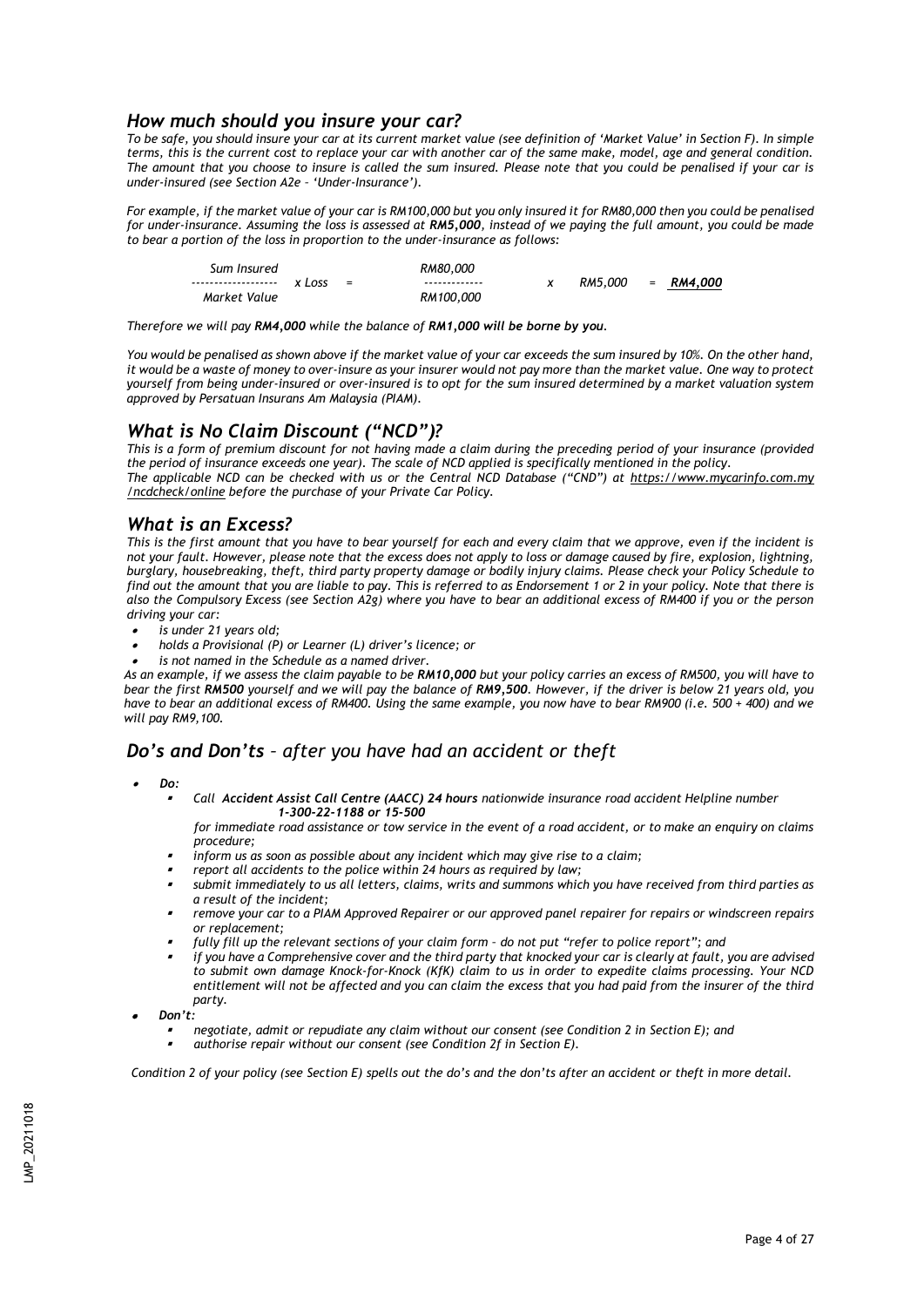## *How much should you insure your car?*

*To be safe, you should insure your car at its current market value (see definition of 'Market Value' in Section F). In simple terms, this is the current cost to replace your car with another car of the same make, model, age and general condition. The amount that you choose to insure is called the sum insured. Please note that you could be penalised if your car is under-insured (see Section A2e – 'Under-Insurance').*

*For example, if the market value of your car is RM100,000 but you only insured it for RM80,000 then you could be penalised for under-insurance. Assuming the loss is assessed at **RM5,000**, instead of we paying the full amount, you could be made to bear a portion of the loss in proportion to the under-insurance as follows:*

$$\frac{\text{Sum Insured}}{\text{Market Value}} \times \text{Loss} = \frac{\text{RM80,000}}{\text{RM100,000}} \times \text{RM5,000} = \underline{\textbf{RM4,000}}$$

*Therefore we will pay **RM4,000** while the balance of **RM1,000 will be borne by you**.*

*You would be penalised as shown above if the market value of your car exceeds the sum insured by 10%. On the other hand, it would be a waste of money to over-insure as your insurer would not pay more than the market value. One way to protect yourself from being under-insured or over-insured is to opt for the sum insured determined by a market valuation system approved by Persatuan Insurans Am Malaysia (PIAM).*

## *What is No Claim Discount ("NCD")?*

*This is a form of premium discount for not having made a claim during the preceding period of your insurance (provided the period of insurance exceeds one year). The scale of NCD applied is specifically mentioned in the policy.*
*The applicable NCD can be checked with us or the Central NCD Database ("CND") at https://www.mycarinfo.com.my/ncdcheck/online before the purchase of your Private Car Policy.*

## *What is an Excess?*

*This is the first amount that you have to bear yourself for each and every claim that we approve, even if the incident is not your fault. However, please note that the excess does not apply to loss or damage caused by fire, explosion, lightning, burglary, housebreaking, theft, third party property damage or bodily injury claims. Please check your Policy Schedule to find out the amount that you are liable to pay. This is referred to as Endorsement 1 or 2 in your policy. Note that there is also the Compulsory Excess (see Section A2g) where you have to bear an additional excess of RM400 if you or the person driving your car:*

- *is under 21 years old;*
- *holds a Provisional (P) or Learner (L) driver's licence; or*
- *is not named in the Schedule as a named driver.*

*As an example, if we assess the claim payable to be **RM10,000** but your policy carries an excess of RM500, you will have to bear the first **RM500** yourself and we will pay the balance of **RM9,500**. However, if the driver is below 21 years old, you have to bear an additional excess of RM400. Using the same example, you now have to bear RM900 (i.e. 500 + 400) and we will pay RM9,100.*

## ***Do's and Don'ts*** *– after you have had an accident or theft*

- ***Do:***
  - *Call **Accident Assist Call Centre (AACC) 24 hours** nationwide insurance road accident Helpline number **1-300-22-1188 or 15-500** for immediate road assistance or tow service in the event of a road accident, or to make an enquiry on claims procedure;*
  - *inform us as soon as possible about any incident which may give rise to a claim;*
  - *report all accidents to the police within 24 hours as required by law;*
  - *submit immediately to us all letters, claims, writs and summons which you have received from third parties as a result of the incident;*
  - *remove your car to a PIAM Approved Repairer or our approved panel repairer for repairs or windscreen repairs or replacement;*
  - *fully fill up the relevant sections of your claim form – do not put "refer to police report"; and*
  - *if you have a Comprehensive cover and the third party that knocked your car is clearly at fault, you are advised to submit own damage Knock-for-Knock (KfK) claim to us in order to expedite claims processing. Your NCD entitlement will not be affected and you can claim the excess that you had paid from the insurer of the third party.*
- ***Don't:***
  - *negotiate, admit or repudiate any claim without our consent (see Condition 2 in Section E); and*
  - *authorise repair without our consent (see Condition 2f in Section E).*

*Condition 2 of your policy (see Section E) spells out the do's and the don'ts after an accident or theft in more detail.*

LMP_20211018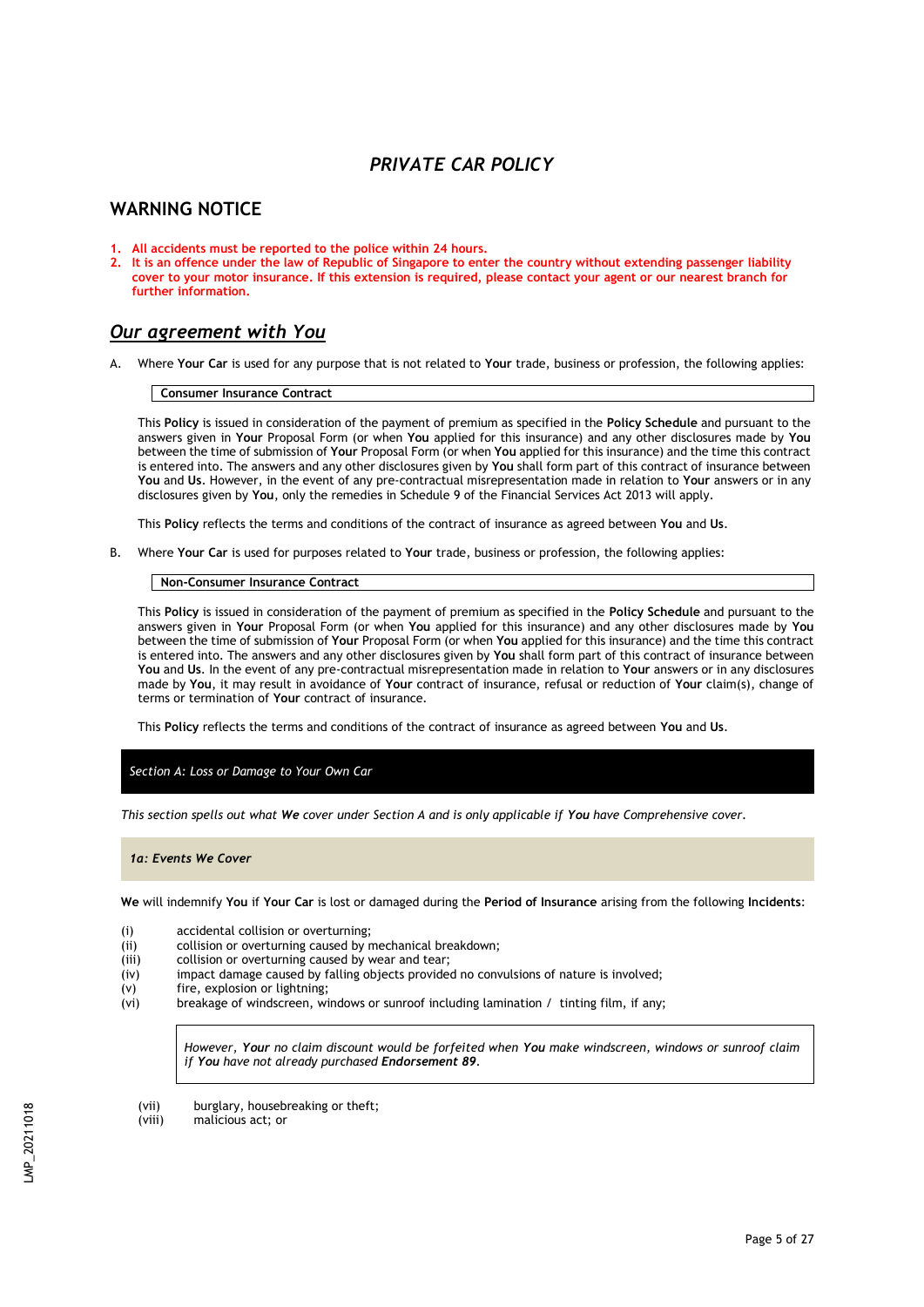# *PRIVATE CAR POLICY*

## WARNING NOTICE

1. **All accidents must be reported to the police within 24 hours.**
2. **It is an offence under the law of Republic of Singapore to enter the country without extending passenger liability cover to your motor insurance. If this extension is required, please contact your agent or our nearest branch for further information.**

## *Our agreement with You*

A. Where **Your Car** is used for any purpose that is not related to **Your** trade, business or profession, the following applies:

**Consumer Insurance Contract**

This **Policy** is issued in consideration of the payment of premium as specified in the **Policy Schedule** and pursuant to the answers given in **Your** Proposal Form (or when **You** applied for this insurance) and any other disclosures made by **You** between the time of submission of **Your** Proposal Form (or when **You** applied for this insurance) and the time this contract is entered into. The answers and any other disclosures given by **You** shall form part of this contract of insurance between **You** and **Us**. However, in the event of any pre-contractual misrepresentation made in relation to **Your** answers or in any disclosures given by **You**, only the remedies in Schedule 9 of the Financial Services Act 2013 will apply.

This **Policy** reflects the terms and conditions of the contract of insurance as agreed between **You** and **Us**.

B. Where **Your Car** is used for purposes related to **Your** trade, business or profession, the following applies:

**Non-Consumer Insurance Contract**

This **Policy** is issued in consideration of the payment of premium as specified in the **Policy Schedule** and pursuant to the answers given in **Your** Proposal Form (or when **You** applied for this insurance) and any other disclosures made by **You** between the time of submission of **Your** Proposal Form (or when **You** applied for this insurance) and the time this contract is entered into. The answers and any other disclosures given by **You** shall form part of this contract of insurance between **You** and **Us**. In the event of any pre-contractual misrepresentation made in relation to **Your** answers or in any disclosures made by **You**, it may result in avoidance of **Your** contract of insurance, refusal or reduction of **Your** claim(s), change of terms or termination of **Your** contract of insurance.

This **Policy** reflects the terms and conditions of the contract of insurance as agreed between **You** and **Us**.

### *Section A: Loss or Damage to Your Own Car*

*This section spells out what **We** cover under Section A and is only applicable if **You** have Comprehensive cover.*

#### *1a: Events We Cover*

**We** will indemnify **You** if **Your Car** is lost or damaged during the **Period of Insurance** arising from the following **Incidents**:

- (i) accidental collision or overturning;
- (ii) collision or overturning caused by mechanical breakdown;
- (iii) collision or overturning caused by wear and tear;
- (iv) impact damage caused by falling objects provided no convulsions of nature is involved;
- (v) fire, explosion or lightning;
- (vi) breakage of windscreen, windows or sunroof including lamination / tinting film, if any;

> *However, **Your** no claim discount would be forfeited when **You** make windscreen, windows or sunroof claim if **You** have not already purchased **Endorsement 89**.*

- (vii) burglary, housebreaking or theft;
- (viii) malicious act; or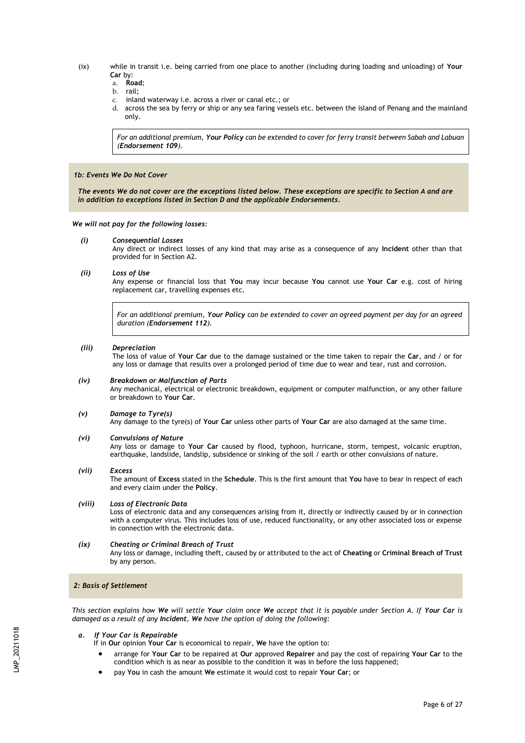(ix) while in transit i.e. being carried from one place to another (including during loading and unloading) of **Your Car** by:

a. **Road**;
b. rail;
c. inland waterway i.e. across a river or canal etc.; or
d. across the sea by ferry or ship or any sea faring vessels etc. between the island of Penang and the mainland only.

> *For an additional premium, **Your Policy** can be extended to cover for ferry transit between Sabah and Labuan (**Endorsement 109**).*

### *1b: Events We Do Not Cover*

***The events We do not cover are the exceptions listed below. These exceptions are specific to Section A and are in addition to exceptions listed in Section D and the applicable Endorsements.***

***We will not pay for the following losses:***

***(i) Consequential Losses***
Any direct or indirect losses of any kind that may arise as a consequence of any **Incident** other than that provided for in Section A2.

***(ii) Loss of Use***
Any expense or financial loss that **You** may incur because **You** cannot use **Your Car** e.g. cost of hiring replacement car, travelling expenses etc.

> *For an additional premium, **Your Policy** can be extended to cover an agreed payment per day for an agreed duration (**Endorsement 112**).*

***(iii) Depreciation***
The loss of value of **Your Car** due to the damage sustained or the time taken to repair the **Car**, and / or for any loss or damage that results over a prolonged period of time due to wear and tear, rust and corrosion.

***(iv) Breakdown or Malfunction of Parts***
Any mechanical, electrical or electronic breakdown, equipment or computer malfunction, or any other failure or breakdown to **Your Car**.

***(v) Damage to Tyre(s)***
Any damage to the tyre(s) of **Your Car** unless other parts of **Your Car** are also damaged at the same time.

***(vi) Convulsions of Nature***
Any loss or damage to **Your Car** caused by flood, typhoon, hurricane, storm, tempest, volcanic eruption, earthquake, landslide, landslip, subsidence or sinking of the soil / earth or other convulsions of nature.

***(vii) Excess***
The amount of **Excess** stated in the **Schedule**. This is the first amount that **You** have to bear in respect of each and every claim under the **Policy**.

***(viii) Loss of Electronic Data***
Loss of electronic data and any consequences arising from it, directly or indirectly caused by or in connection with a computer virus. This includes loss of use, reduced functionality, or any other associated loss or expense in connection with the electronic data.

***(ix) Cheating or Criminal Breach of Trust***
Any loss or damage, including theft, caused by or attributed to the act of **Cheating** or **Criminal Breach of Trust** by any person.

### *2: Basis of Settlement*

*This section explains how **We** will settle **Your** claim once **We** accept that it is payable under Section A. If **Your Car** is damaged as a result of any **Incident**, **We** have the option of doing the following:*

***a. If Your Car is Repairable***
If in **Our** opinion **Your Car** is economical to repair, **We** have the option to:

- arrange for **Your Car** to be repaired at **Our** approved **Repairer** and pay the cost of repairing **Your Car** to the condition which is as near as possible to the condition it was in before the loss happened;
- pay **You** in cash the amount **We** estimate it would cost to repair **Your Car**; or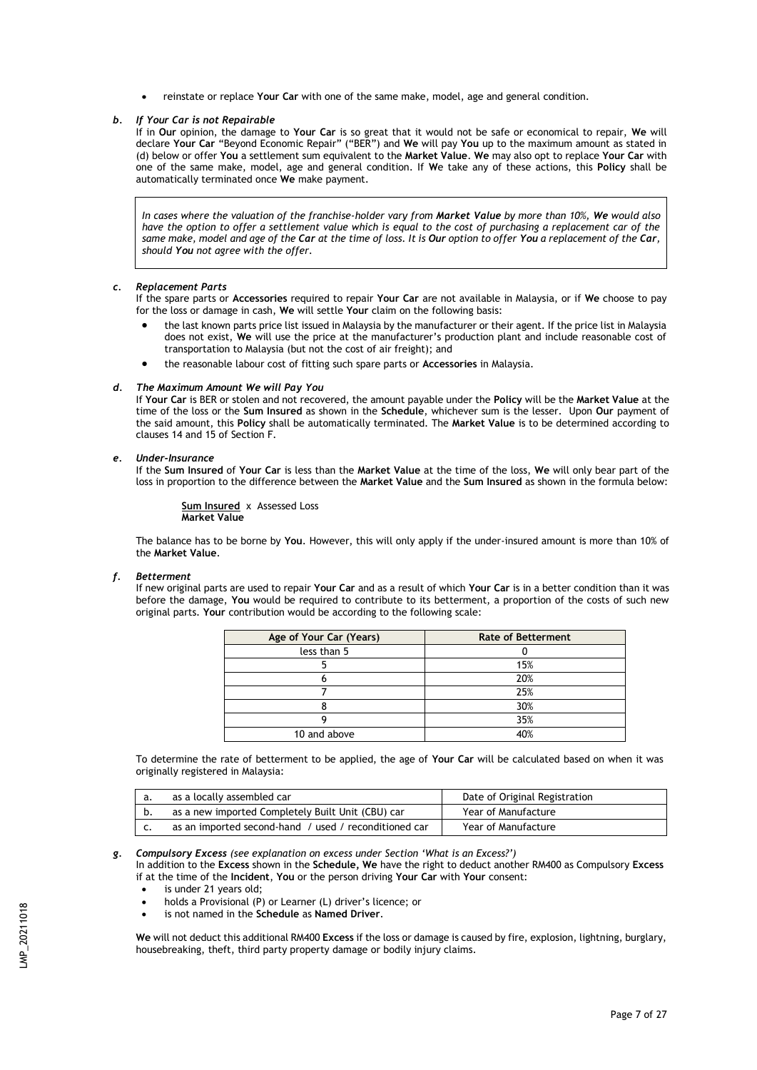- reinstate or replace **Your Car** with one of the same make, model, age and general condition.

***b. If Your Car is not Repairable***

If in **Our** opinion, the damage to **Your Car** is so great that it would not be safe or economical to repair, **We** will declare **Your Car** "Beyond Economic Repair" ("BER") and **We** will pay **You** up to the maximum amount as stated in (d) below or offer **You** a settlement sum equivalent to the **Market Value**. **We** may also opt to replace **Your Car** with one of the same make, model, age and general condition. If **We** take any of these actions, this **Policy** shall be automatically terminated once **We** make payment.

> *In cases where the valuation of the franchise-holder vary from **Market Value** by more than 10%, **We** would also have the option to offer a settlement value which is equal to the cost of purchasing a replacement car of the same make, model and age of the **Car** at the time of loss. It is **Our** option to offer **You** a replacement of the **Car**, should **You** not agree with the offer.*

***c. Replacement Parts***

If the spare parts or **Accessories** required to repair **Your Car** are not available in Malaysia, or if **We** choose to pay for the loss or damage in cash, **We** will settle **Your** claim on the following basis:

- the last known parts price list issued in Malaysia by the manufacturer or their agent. If the price list in Malaysia does not exist, **We** will use the price at the manufacturer's production plant and include reasonable cost of transportation to Malaysia (but not the cost of air freight); and
- the reasonable labour cost of fitting such spare parts or **Accessories** in Malaysia.

***d. The Maximum Amount We will Pay You***

If **Your Car** is BER or stolen and not recovered, the amount payable under the **Policy** will be the **Market Value** at the time of the loss or the **Sum Insured** as shown in the **Schedule**, whichever sum is the lesser. Upon **Our** payment of the said amount, this **Policy** shall be automatically terminated. The **Market Value** is to be determined according to clauses 14 and 15 of Section F.

***e. Under-Insurance***

If the **Sum Insured** of **Your Car** is less than the **Market Value** at the time of the loss, **We** will only bear part of the loss in proportion to the difference between the **Market Value** and the **Sum Insured** as shown in the formula below:

$$\frac{\textbf{Sum Insured}}{\textbf{Market Value}} \times \text{Assessed Loss}$$

The balance has to be borne by **You**. However, this will only apply if the under-insured amount is more than 10% of the **Market Value**.

***f. Betterment***

If new original parts are used to repair **Your Car** and as a result of which **Your Car** is in a better condition than it was before the damage, **You** would be required to contribute to its betterment, a proportion of the costs of such new original parts. **Your** contribution would be according to the following scale:

| Age of Your Car (Years) | Rate of Betterment |
|---|---|
| less than 5 | 0 |
| 5 | 15% |
| 6 | 20% |
| 7 | 25% |
| 8 | 30% |
| 9 | 35% |
| 10 and above | 40% |

To determine the rate of betterment to be applied, the age of **Your Car** will be calculated based on when it was originally registered in Malaysia:

| | | |
|---|---|---|
| a. | as a locally assembled car | Date of Original Registration |
| b. | as a new imported Completely Built Unit (CBU) car | Year of Manufacture |
| c. | as an imported second-hand / used / reconditioned car | Year of Manufacture |

***g. Compulsory Excess** (see explanation on excess under Section 'What is an Excess?')*

In addition to the **Excess** shown in the **Schedule, We** have the right to deduct another RM400 as Compulsory **Excess** if at the time of the **Incident**, **You** or the person driving **Your Car** with **Your** consent:

- is under 21 years old;
- holds a Provisional (P) or Learner (L) driver's licence; or
- is not named in the **Schedule** as **Named Driver**.

**We** will not deduct this additional RM400 **Excess** if the loss or damage is caused by fire, explosion, lightning, burglary, housebreaking, theft, third party property damage or bodily injury claims.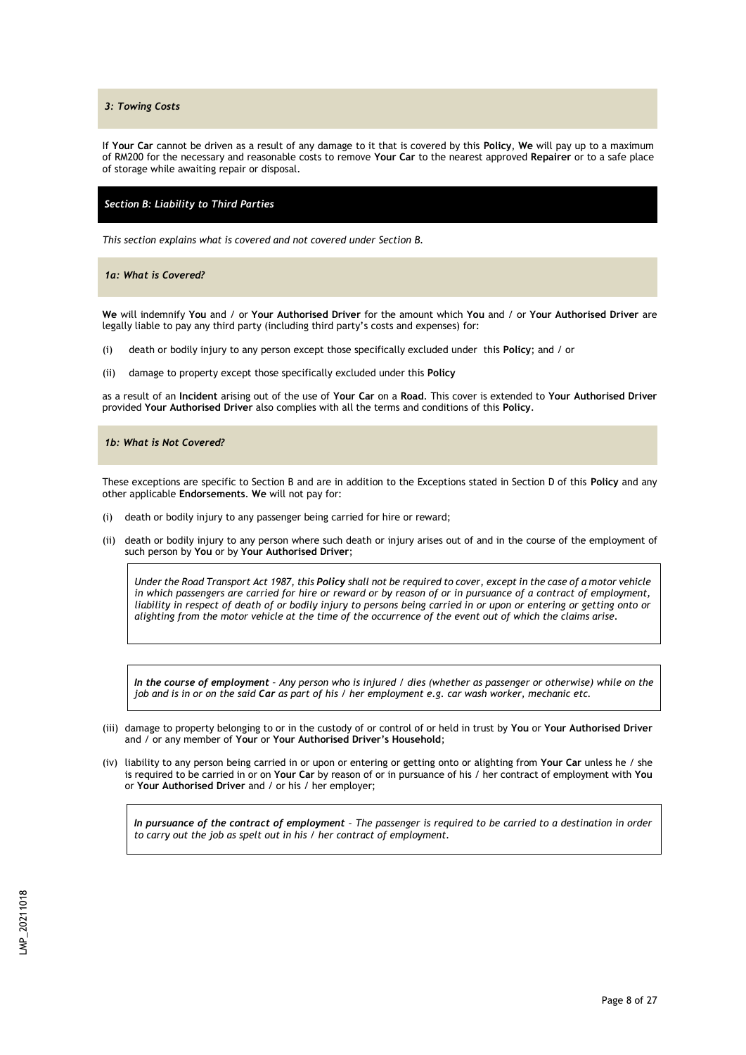### *3: Towing Costs*

If **Your Car** cannot be driven as a result of any damage to it that is covered by this **Policy**, **We** will pay up to a maximum of RM200 for the necessary and reasonable costs to remove **Your Car** to the nearest approved **Repairer** or to a safe place of storage while awaiting repair or disposal.

## *Section B: Liability to Third Parties*

*This section explains what is covered and not covered under Section B.*

### *1a: What is Covered?*

**We** will indemnify **You** and / or **Your Authorised Driver** for the amount which **You** and / or **Your Authorised Driver** are legally liable to pay any third party (including third party's costs and expenses) for:

(i) death or bodily injury to any person except those specifically excluded under this **Policy**; and / or

(ii) damage to property except those specifically excluded under this **Policy**

as a result of an **Incident** arising out of the use of **Your Car** on a **Road**. This cover is extended to **Your Authorised Driver** provided **Your Authorised Driver** also complies with all the terms and conditions of this **Policy**.

### *1b: What is Not Covered?*

These exceptions are specific to Section B and are in addition to the Exceptions stated in Section D of this **Policy** and any other applicable **Endorsements**. **We** will not pay for:

(i) death or bodily injury to any passenger being carried for hire or reward;

(ii) death or bodily injury to any person where such death or injury arises out of and in the course of the employment of such person by **You** or by **Your Authorised Driver**;

> *Under the Road Transport Act 1987, this **Policy** shall not be required to cover, except in the case of a motor vehicle in which passengers are carried for hire or reward or by reason of or in pursuance of a contract of employment, liability in respect of death of or bodily injury to persons being carried in or upon or entering or getting onto or alighting from the motor vehicle at the time of the occurrence of the event out of which the claims arise.*

> ***In the course of employment** – Any person who is injured / dies (whether as passenger or otherwise) while on the job and is in or on the said **Car** as part of his / her employment e.g. car wash worker, mechanic etc.*

(iii) damage to property belonging to or in the custody of or control of or held in trust by **You** or **Your Authorised Driver** and / or any member of **Your** or **Your Authorised Driver's Household**;

(iv) liability to any person being carried in or upon or entering or getting onto or alighting from **Your Car** unless he / she is required to be carried in or on **Your Car** by reason of or in pursuance of his / her contract of employment with **You** or **Your Authorised Driver** and / or his / her employer;

> ***In pursuance of the contract of employment** – The passenger is required to be carried to a destination in order to carry out the job as spelt out in his / her contract of employment.*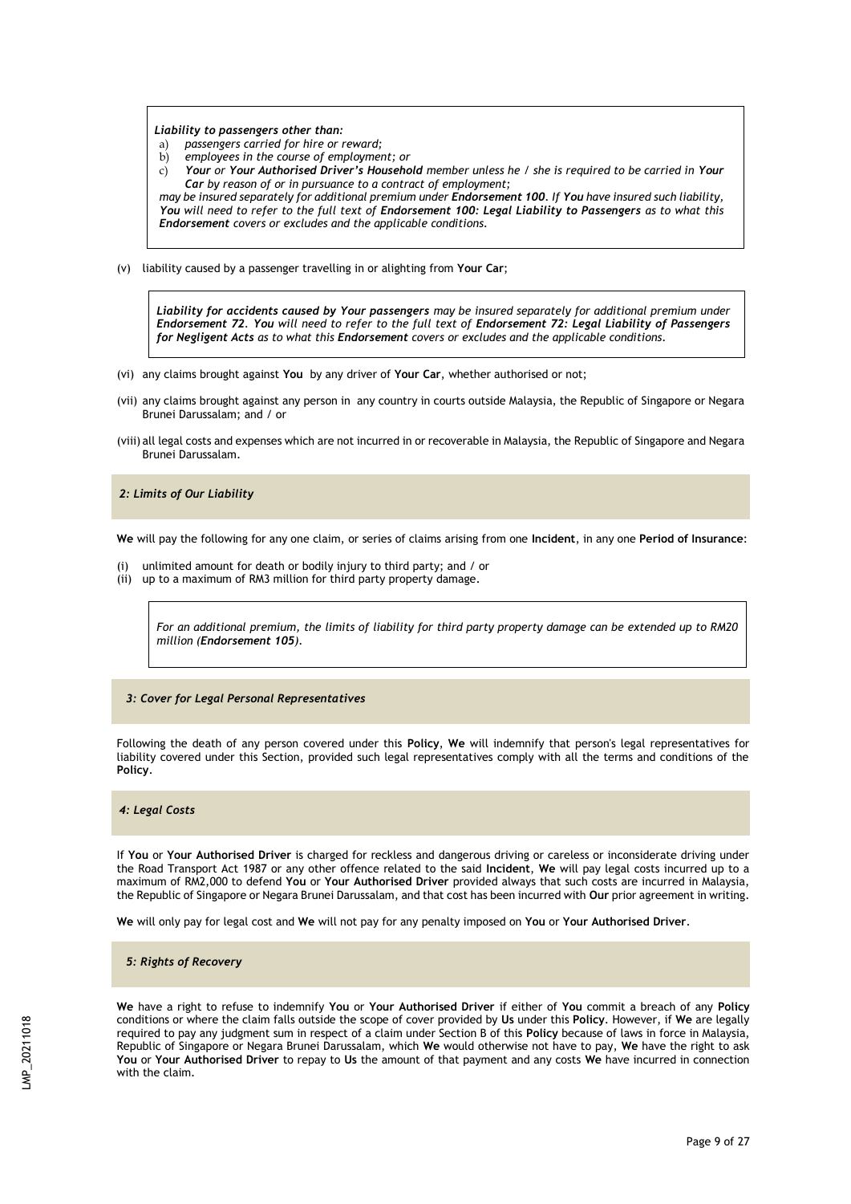> ***Liability to passengers other than:***
> a) *passengers carried for hire or reward;*
> b) *employees in the course of employment; or*
> c) ***Your** or **Your Authorised Driver's Household** member unless he / she is required to be carried in **Your Car** by reason of or in pursuance to a contract of employment;*
>
> *may be insured separately for additional premium under **Endorsement 100**. If **You** have insured such liability, **You** will need to refer to the full text of **Endorsement 100: Legal Liability to Passengers** as to what this **Endorsement** covers or excludes and the applicable conditions.*

(v) liability caused by a passenger travelling in or alighting from **Your Car**;

> ***Liability for accidents caused by Your passengers** may be insured separately for additional premium under **Endorsement 72**. **You** will need to refer to the full text of **Endorsement 72: Legal Liability of Passengers for Negligent Acts** as to what this **Endorsement** covers or excludes and the applicable conditions.*

(vi) any claims brought against **You** by any driver of **Your Car**, whether authorised or not;

(vii) any claims brought against any person in any country in courts outside Malaysia, the Republic of Singapore or Negara Brunei Darussalam; and / or

(viii) all legal costs and expenses which are not incurred in or recoverable in Malaysia, the Republic of Singapore and Negara Brunei Darussalam.

### *2: Limits of Our Liability*

**We** will pay the following for any one claim, or series of claims arising from one **Incident**, in any one **Period of Insurance**:

(i) unlimited amount for death or bodily injury to third party; and / or
(ii) up to a maximum of RM3 million for third party property damage.

> *For an additional premium, the limits of liability for third party property damage can be extended up to RM20 million (**Endorsement 105**).*

### *3: Cover for Legal Personal Representatives*

Following the death of any person covered under this **Policy**, **We** will indemnify that person's legal representatives for liability covered under this Section, provided such legal representatives comply with all the terms and conditions of the **Policy**.

### *4: Legal Costs*

If **You** or **Your Authorised Driver** is charged for reckless and dangerous driving or careless or inconsiderate driving under the Road Transport Act 1987 or any other offence related to the said **Incident**, **We** will pay legal costs incurred up to a maximum of RM2,000 to defend **You** or **Your Authorised Driver** provided always that such costs are incurred in Malaysia, the Republic of Singapore or Negara Brunei Darussalam, and that cost has been incurred with **Our** prior agreement in writing.

**We** will only pay for legal cost and **We** will not pay for any penalty imposed on **You** or **Your Authorised Driver**.

### *5: Rights of Recovery*

**We** have a right to refuse to indemnify **You** or **Your Authorised Driver** if either of **You** commit a breach of any **Policy** conditions or where the claim falls outside the scope of cover provided by **Us** under this **Policy**. However, if **We** are legally required to pay any judgment sum in respect of a claim under Section B of this **Policy** because of laws in force in Malaysia, Republic of Singapore or Negara Brunei Darussalam, which **We** would otherwise not have to pay, **We** have the right to ask **You** or **Your Authorised Driver** to repay to **Us** the amount of that payment and any costs **We** have incurred in connection with the claim.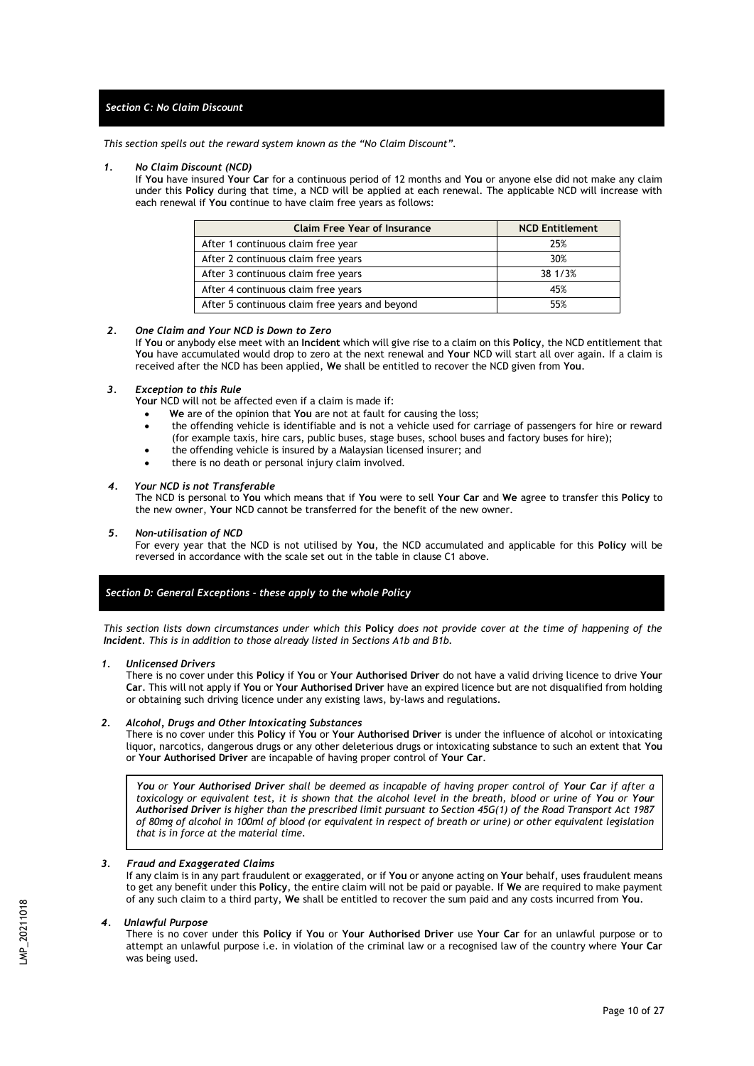## *Section C: No Claim Discount*

*This section spells out the reward system known as the "No Claim Discount".*

### *1. No Claim Discount (NCD)*

If **You** have insured **Your Car** for a continuous period of 12 months and **You** or anyone else did not make any claim under this **Policy** during that time, a NCD will be applied at each renewal. The applicable NCD will increase with each renewal if **You** continue to have claim free years as follows:

| Claim Free Year of Insurance | NCD Entitlement |
|---|---|
| After 1 continuous claim free year | 25% |
| After 2 continuous claim free years | 30% |
| After 3 continuous claim free years | 38 1/3% |
| After 4 continuous claim free years | 45% |
| After 5 continuous claim free years and beyond | 55% |

### *2. One Claim and Your NCD is Down to Zero*

If **You** or anybody else meet with an **Incident** which will give rise to a claim on this **Policy**, the NCD entitlement that **You** have accumulated would drop to zero at the next renewal and **Your** NCD will start all over again. If a claim is received after the NCD has been applied, **We** shall be entitled to recover the NCD given from **You**.

### *3. Exception to this Rule*

**Your** NCD will not be affected even if a claim is made if:

- **We** are of the opinion that **You** are not at fault for causing the loss;
- the offending vehicle is identifiable and is not a vehicle used for carriage of passengers for hire or reward (for example taxis, hire cars, public buses, stage buses, school buses and factory buses for hire);
- the offending vehicle is insured by a Malaysian licensed insurer; and
- there is no death or personal injury claim involved.

### *4. Your NCD is not Transferable*

The NCD is personal to **You** which means that if **You** were to sell **Your Car** and **We** agree to transfer this **Policy** to the new owner, **Your** NCD cannot be transferred for the benefit of the new owner.

### *5. Non-utilisation of NCD*

For every year that the NCD is not utilised by **You**, the NCD accumulated and applicable for this **Policy** will be reversed in accordance with the scale set out in the table in clause C1 above.

## *Section D: General Exceptions - these apply to the whole Policy*

*This section lists down circumstances under which this* ***Policy*** *does not provide cover at the time of happening of the* ***Incident****. This is in addition to those already listed in Sections A1b and B1b.*

### *1. Unlicensed Drivers*

There is no cover under this **Policy** if **You** or **Your Authorised Driver** do not have a valid driving licence to drive **Your Car**. This will not apply if **You** or **Your Authorised Driver** have an expired licence but are not disqualified from holding or obtaining such driving licence under any existing laws, by-laws and regulations.

### *2. Alcohol, Drugs and Other Intoxicating Substances*

There is no cover under this **Policy** if **You** or **Your Authorised Driver** is under the influence of alcohol or intoxicating liquor, narcotics, dangerous drugs or any other deleterious drugs or intoxicating substance to such an extent that **You** or **Your Authorised Driver** are incapable of having proper control of **Your Car**.

> ***You*** *or* ***Your Authorised Driver*** *shall be deemed as incapable of having proper control of* ***Your Car*** *if after a toxicology or equivalent test, it is shown that the alcohol level in the breath, blood or urine of* ***You*** *or* ***Your Authorised Driver*** *is higher than the prescribed limit pursuant to Section 45G(1) of the Road Transport Act 1987 of 80mg of alcohol in 100ml of blood (or equivalent in respect of breath or urine) or other equivalent legislation that is in force at the material time.*

### *3. Fraud and Exaggerated Claims*

If any claim is in any part fraudulent or exaggerated, or if **You** or anyone acting on **Your** behalf, uses fraudulent means to get any benefit under this **Policy**, the entire claim will not be paid or payable. If **We** are required to make payment of any such claim to a third party, **We** shall be entitled to recover the sum paid and any costs incurred from **You**.

### *4. Unlawful Purpose*

There is no cover under this **Policy** if **You** or **Your Authorised Driver** use **Your Car** for an unlawful purpose or to attempt an unlawful purpose i.e. in violation of the criminal law or a recognised law of the country where **Your Car** was being used.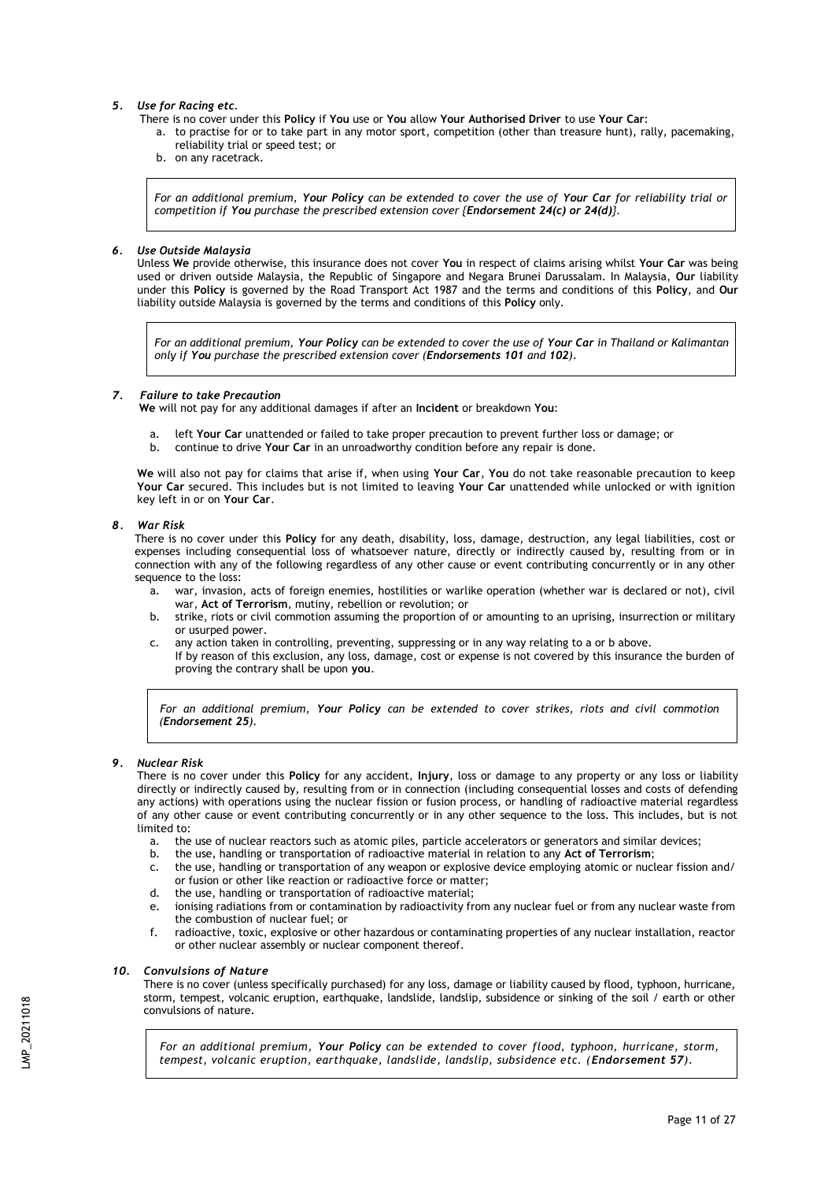### *5. Use for Racing etc.*

There is no cover under this **Policy** if **You** use or **You** allow **Your Authorised Driver** to use **Your Car**:

a. to practise for or to take part in any motor sport, competition (other than treasure hunt), rally, pacemaking, reliability trial or speed test; or
b. on any racetrack.

> *For an additional premium, **Your Policy** can be extended to cover the use of **Your Car** for reliability trial or competition if **You** purchase the prescribed extension cover {**Endorsement 24(c) or 24(d)**}.*

### *6. Use Outside Malaysia*

Unless **We** provide otherwise, this insurance does not cover **You** in respect of claims arising whilst **Your Car** was being used or driven outside Malaysia, the Republic of Singapore and Negara Brunei Darussalam. In Malaysia, **Our** liability under this **Policy** is governed by the Road Transport Act 1987 and the terms and conditions of this **Policy**, and **Our** liability outside Malaysia is governed by the terms and conditions of this **Policy** only.

> *For an additional premium, **Your Policy** can be extended to cover the use of **Your Car** in Thailand or Kalimantan only if **You** purchase the prescribed extension cover (**Endorsements 101** and **102**).*

### *7. Failure to take Precaution*

**We** will not pay for any additional damages if after an **Incident** or breakdown **You**:

a. left **Your Car** unattended or failed to take proper precaution to prevent further loss or damage; or
b. continue to drive **Your Car** in an unroadworthy condition before any repair is done.

**We** will also not pay for claims that arise if, when using **Your Car**, **You** do not take reasonable precaution to keep **Your Car** secured. This includes but is not limited to leaving **Your Car** unattended while unlocked or with ignition key left in or on **Your Car**.

### *8. War Risk*

There is no cover under this **Policy** for any death, disability, loss, damage, destruction, any legal liabilities, cost or expenses including consequential loss of whatsoever nature, directly or indirectly caused by, resulting from or in connection with any of the following regardless of any other cause or event contributing concurrently or in any other sequence to the loss:

a. war, invasion, acts of foreign enemies, hostilities or warlike operation (whether war is declared or not), civil war, **Act of Terrorism**, mutiny, rebellion or revolution; or
b. strike, riots or civil commotion assuming the proportion of or amounting to an uprising, insurrection or military or usurped power.
c. any action taken in controlling, preventing, suppressing or in any way relating to a or b above.
If by reason of this exclusion, any loss, damage, cost or expense is not covered by this insurance the burden of proving the contrary shall be upon **you**.

> *For an additional premium, **Your Policy** can be extended to cover strikes, riots and civil commotion (**Endorsement 25**).*

### *9. Nuclear Risk*

There is no cover under this **Policy** for any accident, **Injury**, loss or damage to any property or any loss or liability directly or indirectly caused by, resulting from or in connection (including consequential losses and costs of defending any actions) with operations using the nuclear fission or fusion process, or handling of radioactive material regardless of any other cause or event contributing concurrently or in any other sequence to the loss. This includes, but is not limited to:

a. the use of nuclear reactors such as atomic piles, particle accelerators or generators and similar devices;
b. the use, handling or transportation of radioactive material in relation to any **Act of Terrorism**;
c. the use, handling or transportation of any weapon or explosive device employing atomic or nuclear fission and/ or fusion or other like reaction or radioactive force or matter;
d. the use, handling or transportation of radioactive material;
e. ionising radiations from or contamination by radioactivity from any nuclear fuel or from any nuclear waste from the combustion of nuclear fuel; or
f. radioactive, toxic, explosive or other hazardous or contaminating properties of any nuclear installation, reactor or other nuclear assembly or nuclear component thereof.

### *10. Convulsions of Nature*

There is no cover (unless specifically purchased) for any loss, damage or liability caused by flood, typhoon, hurricane, storm, tempest, volcanic eruption, earthquake, landslide, landslip, subsidence or sinking of the soil / earth or other convulsions of nature.

> *For an additional premium, **Your Policy** can be extended to cover flood, typhoon, hurricane, storm, tempest, volcanic eruption, earthquake, landslide, landslip, subsidence etc. (**Endorsement 57**).*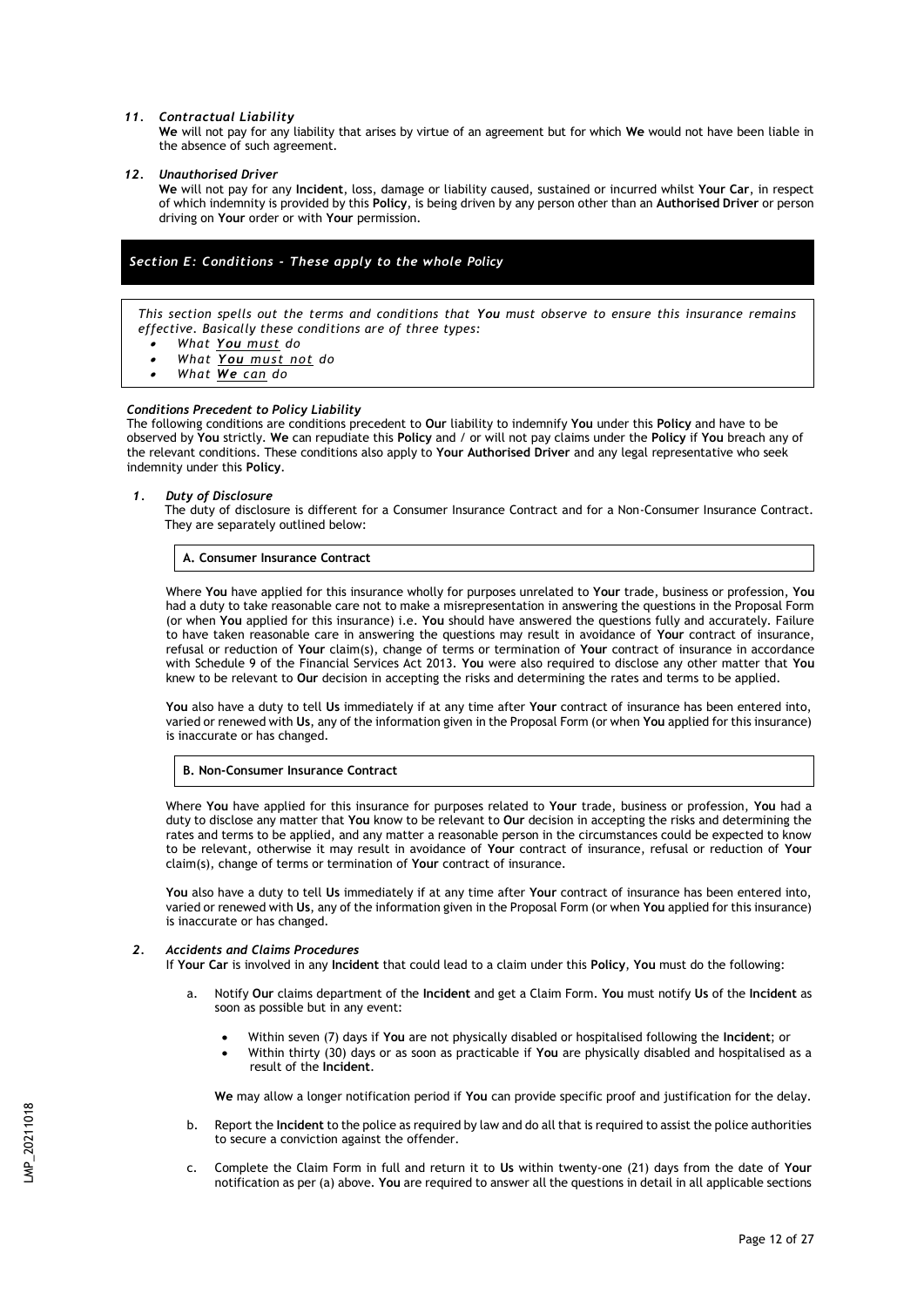*11. **Contractual Liability***

**We** will not pay for any liability that arises by virtue of an agreement but for which **We** would not have been liable in the absence of such agreement.

*12. **Unauthorised Driver***

**We** will not pay for any **Incident**, loss, damage or liability caused, sustained or incurred whilst **Your Car**, in respect of which indemnity is provided by this **Policy**, is being driven by any person other than an **Authorised Driver** or person driving on **Your** order or with **Your** permission.

## *Section E: Conditions - These apply to the whole Policy*

*This section spells out the terms and conditions that **You** must observe to ensure this insurance remains effective. Basically these conditions are of three types:*

- *What **You must** do*
- *What **You must not** do*
- *What **We can** do*

***Conditions Precedent to Policy Liability***

The following conditions are conditions precedent to **Our** liability to indemnify **You** under this **Policy** and have to be observed by **You** strictly. **We** can repudiate this **Policy** and / or will not pay claims under the **Policy** if **You** breach any of the relevant conditions. These conditions also apply to **Your Authorised Driver** and any legal representative who seek indemnity under this **Policy**.

*1. **Duty of Disclosure***

The duty of disclosure is different for a Consumer Insurance Contract and for a Non-Consumer Insurance Contract. They are separately outlined below:

**A. Consumer Insurance Contract**

Where **You** have applied for this insurance wholly for purposes unrelated to **Your** trade, business or profession, **You** had a duty to take reasonable care not to make a misrepresentation in answering the questions in the Proposal Form (or when **You** applied for this insurance) i.e. **You** should have answered the questions fully and accurately. Failure to have taken reasonable care in answering the questions may result in avoidance of **Your** contract of insurance, refusal or reduction of **Your** claim(s), change of terms or termination of **Your** contract of insurance in accordance with Schedule 9 of the Financial Services Act 2013. **You** were also required to disclose any other matter that **You** knew to be relevant to **Our** decision in accepting the risks and determining the rates and terms to be applied.

**You** also have a duty to tell **Us** immediately if at any time after **Your** contract of insurance has been entered into, varied or renewed with **Us**, any of the information given in the Proposal Form (or when **You** applied for this insurance) is inaccurate or has changed.

**B. Non-Consumer Insurance Contract**

Where **You** have applied for this insurance for purposes related to **Your** trade, business or profession, **You** had a duty to disclose any matter that **You** know to be relevant to **Our** decision in accepting the risks and determining the rates and terms to be applied, and any matter a reasonable person in the circumstances could be expected to know to be relevant, otherwise it may result in avoidance of **Your** contract of insurance, refusal or reduction of **Your** claim(s), change of terms or termination of **Your** contract of insurance.

**You** also have a duty to tell **Us** immediately if at any time after **Your** contract of insurance has been entered into, varied or renewed with **Us**, any of the information given in the Proposal Form (or when **You** applied for this insurance) is inaccurate or has changed.

*2. **Accidents and Claims Procedures***

If **Your Car** is involved in any **Incident** that could lead to a claim under this **Policy**, **You** must do the following:

a. Notify **Our** claims department of the **Incident** and get a Claim Form. **You** must notify **Us** of the **Incident** as soon as possible but in any event:

- Within seven (7) days if **You** are not physically disabled or hospitalised following the **Incident**; or
- Within thirty (30) days or as soon as practicable if **You** are physically disabled and hospitalised as a result of the **Incident**.

**We** may allow a longer notification period if **You** can provide specific proof and justification for the delay.

b. Report the **Incident** to the police as required by law and do all that is required to assist the police authorities to secure a conviction against the offender.

c. Complete the Claim Form in full and return it to **Us** within twenty-one (21) days from the date of **Your** notification as per (a) above. **You** are required to answer all the questions in detail in all applicable sections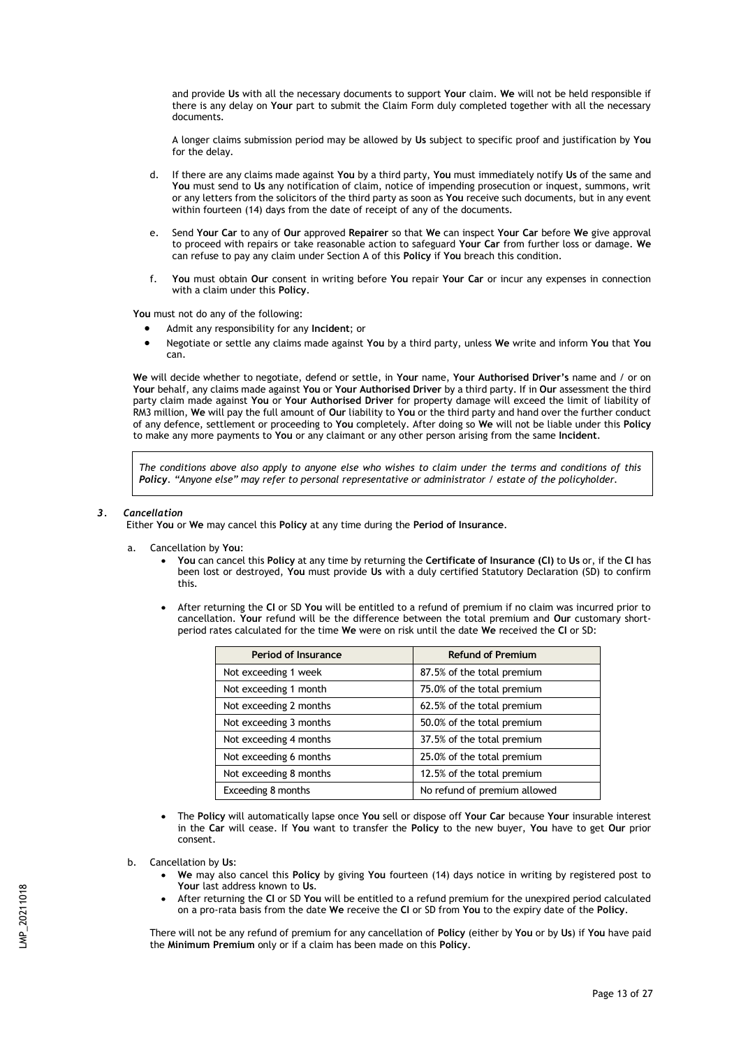and provide **Us** with all the necessary documents to support **Your** claim. **We** will not be held responsible if there is any delay on **Your** part to submit the Claim Form duly completed together with all the necessary documents.

A longer claims submission period may be allowed by **Us** subject to specific proof and justification by **You** for the delay.

d. If there are any claims made against **You** by a third party, **You** must immediately notify **Us** of the same and **You** must send to **Us** any notification of claim, notice of impending prosecution or inquest, summons, writ or any letters from the solicitors of the third party as soon as **You** receive such documents, but in any event within fourteen (14) days from the date of receipt of any of the documents.

e. Send **Your Car** to any of **Our** approved **Repairer** so that **We** can inspect **Your Car** before **We** give approval to proceed with repairs or take reasonable action to safeguard **Your Car** from further loss or damage. **We** can refuse to pay any claim under Section A of this **Policy** if **You** breach this condition.

f. **You** must obtain **Our** consent in writing before **You** repair **Your Car** or incur any expenses in connection with a claim under this **Policy**.

**You** must not do any of the following:

- Admit any responsibility for any **Incident**; or
- Negotiate or settle any claims made against **You** by a third party, unless **We** write and inform **You** that **You** can.

**We** will decide whether to negotiate, defend or settle, in **Your** name, **Your Authorised Driver's** name and / or on **Your** behalf, any claims made against **You** or **Your Authorised Driver** by a third party. If in **Our** assessment the third party claim made against **You** or **Your Authorised Driver** for property damage will exceed the limit of liability of RM3 million, **We** will pay the full amount of **Our** liability to **You** or the third party and hand over the further conduct of any defence, settlement or proceeding to **You** completely. After doing so **We** will not be liable under this **Policy** to make any more payments to **You** or any claimant or any other person arising from the same **Incident**.

*The conditions above also apply to anyone else who wishes to claim under the terms and conditions of this **Policy**. "Anyone else" may refer to personal representative or administrator / estate of the policyholder.*

### *3. Cancellation*

Either **You** or **We** may cancel this **Policy** at any time during the **Period of Insurance**.

a. Cancellation by **You**:

- **You** can cancel this **Policy** at any time by returning the **Certificate of Insurance (CI)** to **Us** or, if the **CI** has been lost or destroyed, **You** must provide **Us** with a duly certified Statutory Declaration (SD) to confirm this.
- After returning the **CI** or SD **You** will be entitled to a refund of premium if no claim was incurred prior to cancellation. **Your** refund will be the difference between the total premium and **Our** customary short-period rates calculated for the time **We** were on risk until the date **We** received the **CI** or SD:

| Period of Insurance | Refund of Premium |
|---|---|
| Not exceeding 1 week | 87.5% of the total premium |
| Not exceeding 1 month | 75.0% of the total premium |
| Not exceeding 2 months | 62.5% of the total premium |
| Not exceeding 3 months | 50.0% of the total premium |
| Not exceeding 4 months | 37.5% of the total premium |
| Not exceeding 6 months | 25.0% of the total premium |
| Not exceeding 8 months | 12.5% of the total premium |
| Exceeding 8 months | No refund of premium allowed |

- The **Policy** will automatically lapse once **You** sell or dispose off **Your Car** because **Your** insurable interest in the **Car** will cease. If **You** want to transfer the **Policy** to the new buyer, **You** have to get **Our** prior consent.

b. Cancellation by **Us**:

- **We** may also cancel this **Policy** by giving **You** fourteen (14) days notice in writing by registered post to **Your** last address known to **Us**.
- After returning the **CI** or SD **You** will be entitled to a refund premium for the unexpired period calculated on a pro-rata basis from the date **We** receive the **CI** or SD from **You** to the expiry date of the **Policy**.

There will not be any refund of premium for any cancellation of **Policy** (either by **You** or by **Us**) if **You** have paid the **Minimum Premium** only or if a claim has been made on this **Policy**.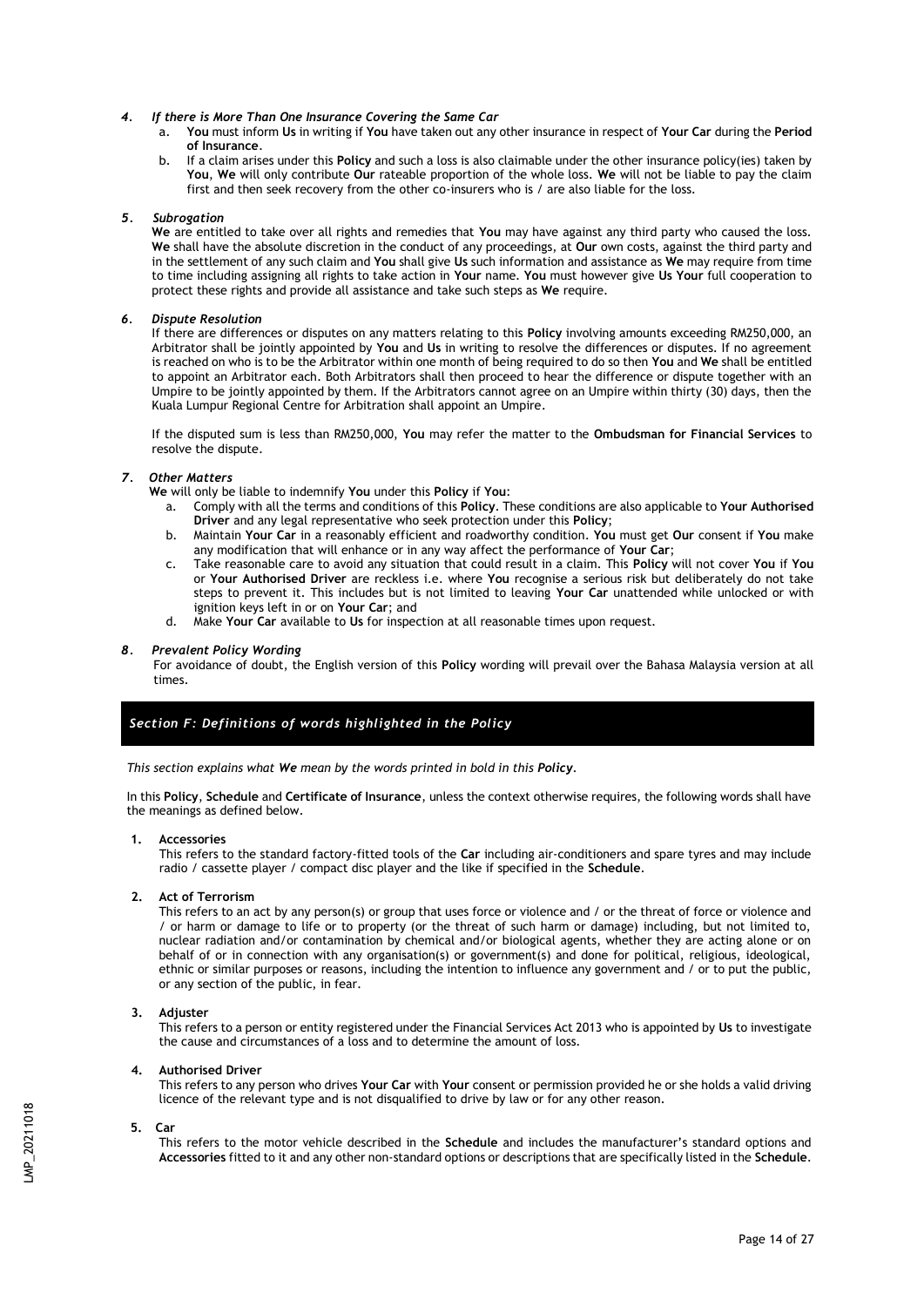### *4. If there is More Than One Insurance Covering the Same Car*

a. **You** must inform **Us** in writing if **You** have taken out any other insurance in respect of **Your Car** during the **Period of Insurance**.

b. If a claim arises under this **Policy** and such a loss is also claimable under the other insurance policy(ies) taken by **You**, **We** will only contribute **Our** rateable proportion of the whole loss. **We** will not be liable to pay the claim first and then seek recovery from the other co-insurers who is / are also liable for the loss.

### *5. Subrogation*

**We** are entitled to take over all rights and remedies that **You** may have against any third party who caused the loss. **We** shall have the absolute discretion in the conduct of any proceedings, at **Our** own costs, against the third party and in the settlement of any such claim and **You** shall give **Us** such information and assistance as **We** may require from time to time including assigning all rights to take action in **Your** name. **You** must however give **Us Your** full cooperation to protect these rights and provide all assistance and take such steps as **We** require.

### *6. Dispute Resolution*

If there are differences or disputes on any matters relating to this **Policy** involving amounts exceeding RM250,000, an Arbitrator shall be jointly appointed by **You** and **Us** in writing to resolve the differences or disputes. If no agreement is reached on who is to be the Arbitrator within one month of being required to do so then **You** and **We** shall be entitled to appoint an Arbitrator each. Both Arbitrators shall then proceed to hear the difference or dispute together with an Umpire to be jointly appointed by them. If the Arbitrators cannot agree on an Umpire within thirty (30) days, then the Kuala Lumpur Regional Centre for Arbitration shall appoint an Umpire.

If the disputed sum is less than RM250,000, **You** may refer the matter to the **Ombudsman for Financial Services** to resolve the dispute.

### *7. Other Matters*

**We** will only be liable to indemnify **You** under this **Policy** if **You**:

a. Comply with all the terms and conditions of this **Policy**. These conditions are also applicable to **Your Authorised Driver** and any legal representative who seek protection under this **Policy**;

b. Maintain **Your Car** in a reasonably efficient and roadworthy condition. **You** must get **Our** consent if **You** make any modification that will enhance or in any way affect the performance of **Your Car**;

c. Take reasonable care to avoid any situation that could result in a claim. This **Policy** will not cover **You** if **You** or **Your Authorised Driver** are reckless i.e. where **You** recognise a serious risk but deliberately do not take steps to prevent it. This includes but is not limited to leaving **Your Car** unattended while unlocked or with ignition keys left in or on **Your Car**; and

d. Make **Your Car** available to **Us** for inspection at all reasonable times upon request.

### *8. Prevalent Policy Wording*

For avoidance of doubt, the English version of this **Policy** wording will prevail over the Bahasa Malaysia version at all times.

## *Section F: Definitions of words highlighted in the Policy*

*This section explains what **We** mean by the words printed in bold in this **Policy**.*

In this **Policy**, **Schedule** and **Certificate of Insurance**, unless the context otherwise requires, the following words shall have the meanings as defined below.

**1. Accessories**

This refers to the standard factory-fitted tools of the **Car** including air-conditioners and spare tyres and may include radio / cassette player / compact disc player and the like if specified in the **Schedule**.

**2. Act of Terrorism**

This refers to an act by any person(s) or group that uses force or violence and / or the threat of force or violence and / or harm or damage to life or to property (or the threat of such harm or damage) including, but not limited to, nuclear radiation and/or contamination by chemical and/or biological agents, whether they are acting alone or on behalf of or in connection with any organisation(s) or government(s) and done for political, religious, ideological, ethnic or similar purposes or reasons, including the intention to influence any government and / or to put the public, or any section of the public, in fear.

**3. Adjuster**

This refers to a person or entity registered under the Financial Services Act 2013 who is appointed by **Us** to investigate the cause and circumstances of a loss and to determine the amount of loss.

**4. Authorised Driver**

This refers to any person who drives **Your Car** with **Your** consent or permission provided he or she holds a valid driving licence of the relevant type and is not disqualified to drive by law or for any other reason.

**5. Car**

This refers to the motor vehicle described in the **Schedule** and includes the manufacturer's standard options and **Accessories** fitted to it and any other non-standard options or descriptions that are specifically listed in the **Schedule**.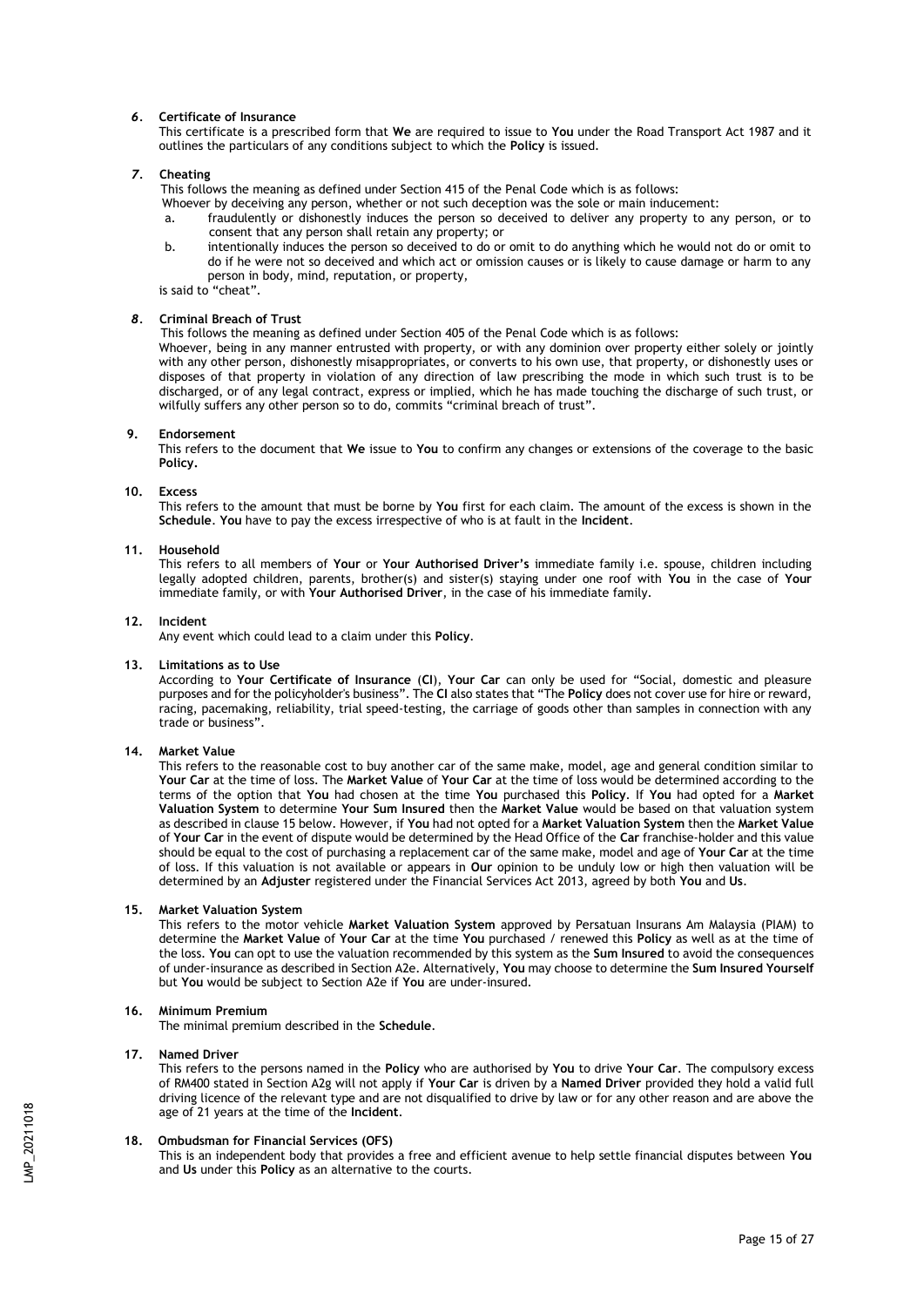**6. Certificate of Insurance**

This certificate is a prescribed form that **We** are required to issue to **You** under the Road Transport Act 1987 and it outlines the particulars of any conditions subject to which the **Policy** is issued.

**7. Cheating**

This follows the meaning as defined under Section 415 of the Penal Code which is as follows:

Whoever by deceiving any person, whether or not such deception was the sole or main inducement:

a. fraudulently or dishonestly induces the person so deceived to deliver any property to any person, or to consent that any person shall retain any property; or
b. intentionally induces the person so deceived to do or omit to do anything which he would not do or omit to do if he were not so deceived and which act or omission causes or is likely to cause damage or harm to any person in body, mind, reputation, or property,

is said to "cheat".

**8. Criminal Breach of Trust**

This follows the meaning as defined under Section 405 of the Penal Code which is as follows:

Whoever, being in any manner entrusted with property, or with any dominion over property either solely or jointly with any other person, dishonestly misappropriates, or converts to his own use, that property, or dishonestly uses or disposes of that property in violation of any direction of law prescribing the mode in which such trust is to be discharged, or of any legal contract, express or implied, which he has made touching the discharge of such trust, or wilfully suffers any other person so to do, commits "criminal breach of trust".

**9. Endorsement**

This refers to the document that **We** issue to **You** to confirm any changes or extensions of the coverage to the basic **Policy.**

**10. Excess**

This refers to the amount that must be borne by **You** first for each claim. The amount of the excess is shown in the **Schedule**. **You** have to pay the excess irrespective of who is at fault in the **Incident**.

**11. Household**

This refers to all members of **Your** or **Your Authorised Driver's** immediate family i.e. spouse, children including legally adopted children, parents, brother(s) and sister(s) staying under one roof with **You** in the case of **Your** immediate family, or with **Your Authorised Driver**, in the case of his immediate family.

**12. Incident**

Any event which could lead to a claim under this **Policy**.

**13. Limitations as to Use**

According to **Your Certificate of Insurance** (**CI**), **Your Car** can only be used for "Social, domestic and pleasure purposes and for the policyholder's business". The **CI** also states that "The **Policy** does not cover use for hire or reward, racing, pacemaking, reliability, trial speed-testing, the carriage of goods other than samples in connection with any trade or business".

**14. Market Value**

This refers to the reasonable cost to buy another car of the same make, model, age and general condition similar to **Your Car** at the time of loss. The **Market Value** of **Your Car** at the time of loss would be determined according to the terms of the option that **You** had chosen at the time **You** purchased this **Policy**. If **You** had opted for a **Market Valuation System** to determine **Your Sum Insured** then the **Market Value** would be based on that valuation system as described in clause 15 below. However, if **You** had not opted for a **Market Valuation System** then the **Market Value** of **Your Car** in the event of dispute would be determined by the Head Office of the **Car** franchise-holder and this value should be equal to the cost of purchasing a replacement car of the same make, model and age of **Your Car** at the time of loss. If this valuation is not available or appears in **Our** opinion to be unduly low or high then valuation will be determined by an **Adjuster** registered under the Financial Services Act 2013, agreed by both **You** and **Us**.

**15. Market Valuation System**

This refers to the motor vehicle **Market Valuation System** approved by Persatuan Insurans Am Malaysia (PIAM) to determine the **Market Value** of **Your Car** at the time **You** purchased / renewed this **Policy** as well as at the time of the loss. **You** can opt to use the valuation recommended by this system as the **Sum Insured** to avoid the consequences of under-insurance as described in Section A2e. Alternatively, **You** may choose to determine the **Sum Insured Yourself** but **You** would be subject to Section A2e if **You** are under-insured.

**16. Minimum Premium**

The minimal premium described in the **Schedule**.

**17. Named Driver**

This refers to the persons named in the **Policy** who are authorised by **You** to drive **Your Car**. The compulsory excess of RM400 stated in Section A2g will not apply if **Your Car** is driven by a **Named Driver** provided they hold a valid full driving licence of the relevant type and are not disqualified to drive by law or for any other reason and are above the age of 21 years at the time of the **Incident**.

**18. Ombudsman for Financial Services (OFS)**

This is an independent body that provides a free and efficient avenue to help settle financial disputes between **You** and **Us** under this **Policy** as an alternative to the courts.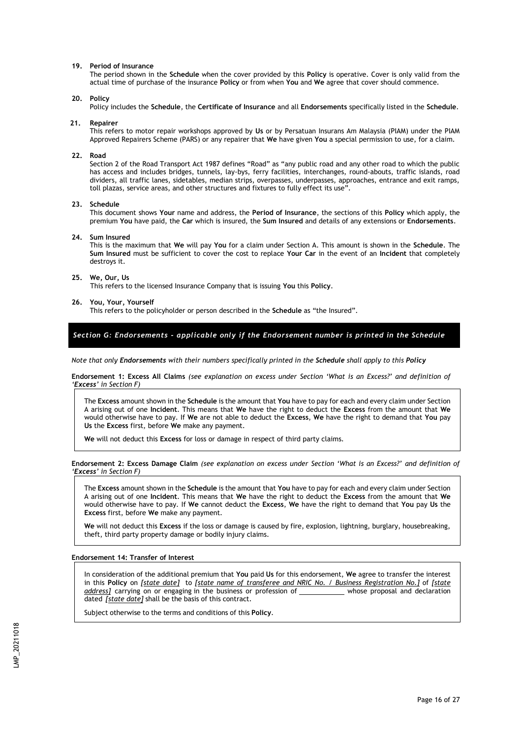**19. Period of Insurance**

The period shown in the **Schedule** when the cover provided by this **Policy** is operative. Cover is only valid from the actual time of purchase of the insurance **Policy** or from when **You** and **We** agree that cover should commence.

**20. Policy**

Policy includes the **Schedule**, the **Certificate of Insurance** and all **Endorsements** specifically listed in the **Schedule**.

**21. Repairer**

This refers to motor repair workshops approved by **Us** or by Persatuan Insurans Am Malaysia (PIAM) under the PIAM Approved Repairers Scheme (PARS) or any repairer that **We** have given **You** a special permission to use, for a claim.

**22. Road**

Section 2 of the Road Transport Act 1987 defines "Road" as "any public road and any other road to which the public has access and includes bridges, tunnels, lay-bys, ferry facilities, interchanges, round-abouts, traffic islands, road dividers, all traffic lanes, sidetables, median strips, overpasses, underpasses, approaches, entrance and exit ramps, toll plazas, service areas, and other structures and fixtures to fully effect its use".

**23. Schedule**

This document shows **Your** name and address, the **Period of Insurance**, the sections of this **Policy** which apply, the premium **You** have paid, the **Car** which is insured, the **Sum Insured** and details of any extensions or **Endorsements**.

**24. Sum Insured**

This is the maximum that **We** will pay **You** for a claim under Section A. This amount is shown in the **Schedule**. The **Sum Insured** must be sufficient to cover the cost to replace **Your Car** in the event of an **Incident** that completely destroys it.

**25. We, Our, Us**

This refers to the licensed Insurance Company that is issuing **You** this **Policy**.

**26. You, Your, Yourself**

This refers to the policyholder or person described in the **Schedule** as "the Insured".

## *Section G: Endorsements - applicable only if the Endorsement number is printed in the Schedule*

*Note that only **Endorsements** with their numbers specifically printed in the **Schedule** shall apply to this **Policy***

**Endorsement 1: Excess All Claims** *(see explanation on excess under Section 'What is an Excess?' and definition of '**Excess**' in Section F)*

The **Excess** amount shown in the **Schedule** is the amount that **You** have to pay for each and every claim under Section A arising out of one **Incident**. This means that **We** have the right to deduct the **Excess** from the amount that **We** would otherwise have to pay. If **We** are not able to deduct the **Excess**, **We** have the right to demand that **You** pay **Us** the **Excess** first, before **We** make any payment.

**We** will not deduct this **Excess** for loss or damage in respect of third party claims.

**Endorsement 2: Excess Damage Claim** *(see explanation on excess under Section 'What is an Excess?' and definition of '**Excess**' in Section F)*

The **Excess** amount shown in the **Schedule** is the amount that **You** have to pay for each and every claim under Section A arising out of one **Incident**. This means that **We** have the right to deduct the **Excess** from the amount that **We** would otherwise have to pay. If **We** cannot deduct the **Excess**, **We** have the right to demand that **You** pay **Us** the **Excess** first, before **We** make any payment.

**We** will not deduct this **Excess** if the loss or damage is caused by fire, explosion, lightning, burglary, housebreaking, theft, third party property damage or bodily injury claims.

**Endorsement 14: Transfer of Interest**

In consideration of the additional premium that **You** paid **Us** for this endorsement, **We** agree to transfer the interest in this **Policy** on *[state date]* to *[state name of transferee and NRIC No. / Business Registration No.]* of *[state address]* carrying on or engaging in the business or profession of ____________ whose proposal and declaration dated *[state date]* shall be the basis of this contract.

Subject otherwise to the terms and conditions of this **Policy**.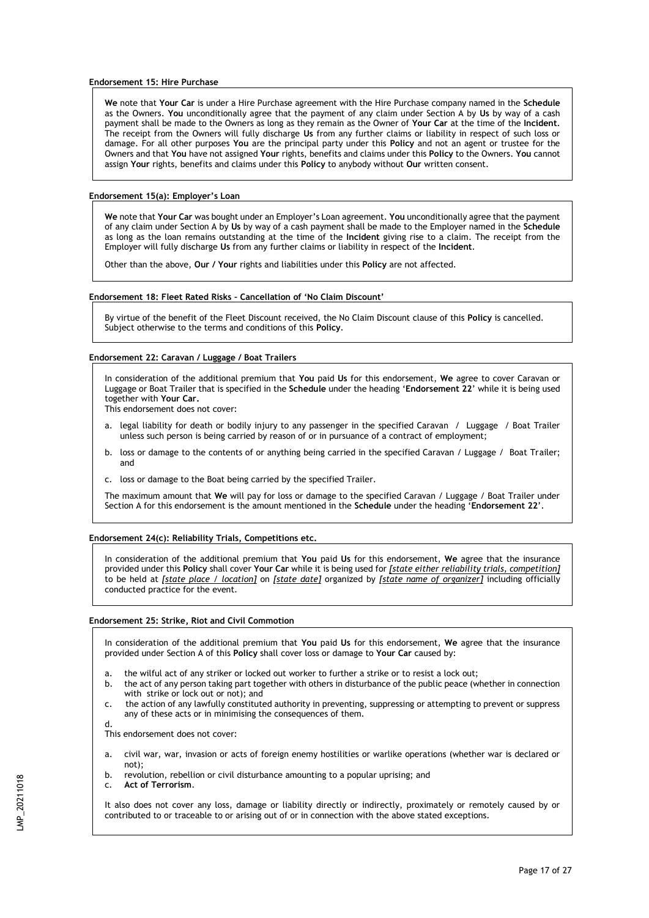**Endorsement 15: Hire Purchase**

**We** note that **Your Car** is under a Hire Purchase agreement with the Hire Purchase company named in the **Schedule** as the Owners. **You** unconditionally agree that the payment of any claim under Section A by **Us** by way of a cash payment shall be made to the Owners as long as they remain as the Owner of **Your Car** at the time of the **Incident**. The receipt from the Owners will fully discharge **Us** from any further claims or liability in respect of such loss or damage. For all other purposes **You** are the principal party under this **Policy** and not an agent or trustee for the Owners and that **You** have not assigned **Your** rights, benefits and claims under this **Policy** to the Owners. **You** cannot assign **Your** rights, benefits and claims under this **Policy** to anybody without **Our** written consent.

**Endorsement 15(a): Employer's Loan**

**We** note that **Your Car** was bought under an Employer's Loan agreement. **You** unconditionally agree that the payment of any claim under Section A by **Us** by way of a cash payment shall be made to the Employer named in the **Schedule** as long as the loan remains outstanding at the time of the **Incident** giving rise to a claim. The receipt from the Employer will fully discharge **Us** from any further claims or liability in respect of the **Incident**.

Other than the above, **Our / Your** rights and liabilities under this **Policy** are not affected.

**Endorsement 18: Fleet Rated Risks – Cancellation of 'No Claim Discount'**

By virtue of the benefit of the Fleet Discount received, the No Claim Discount clause of this **Policy** is cancelled. Subject otherwise to the terms and conditions of this **Policy**.

**Endorsement 22: Caravan / Luggage / Boat Trailers**

In consideration of the additional premium that **You** paid **Us** for this endorsement, **We** agree to cover Caravan or Luggage or Boat Trailer that is specified in the **Schedule** under the heading '**Endorsement 22**' while it is being used together with **Your Car.**

This endorsement does not cover:

a. legal liability for death or bodily injury to any passenger in the specified Caravan / Luggage / Boat Trailer unless such person is being carried by reason of or in pursuance of a contract of employment;

b. loss or damage to the contents of or anything being carried in the specified Caravan / Luggage / Boat Trailer; and

c. loss or damage to the Boat being carried by the specified Trailer.

The maximum amount that **We** will pay for loss or damage to the specified Caravan / Luggage / Boat Trailer under Section A for this endorsement is the amount mentioned in the **Schedule** under the heading '**Endorsement 22**'.

**Endorsement 24(c): Reliability Trials, Competitions etc.**

In consideration of the additional premium that **You** paid **Us** for this endorsement, **We** agree that the insurance provided under this **Policy** shall cover **Your Car** while it is being used for *[state either reliability trials, competition]* to be held at *[state place / location]* on *[state date]* organized by *[state name of organizer]* including officially conducted practice for the event.

**Endorsement 25: Strike, Riot and Civil Commotion**

In consideration of the additional premium that **You** paid **Us** for this endorsement, **We** agree that the insurance provided under Section A of this **Policy** shall cover loss or damage to **Your Car** caused by:

a. the wilful act of any striker or locked out worker to further a strike or to resist a lock out;
b. the act of any person taking part together with others in disturbance of the public peace (whether in connection with strike or lock out or not); and
c. the action of any lawfully constituted authority in preventing, suppressing or attempting to prevent or suppress any of these acts or in minimising the consequences of them.
d.

This endorsement does not cover:

a. civil war, war, invasion or acts of foreign enemy hostilities or warlike operations (whether war is declared or not);
b. revolution, rebellion or civil disturbance amounting to a popular uprising; and
c. **Act of Terrorism**.

It also does not cover any loss, damage or liability directly or indirectly, proximately or remotely caused by or contributed to or traceable to or arising out of or in connection with the above stated exceptions.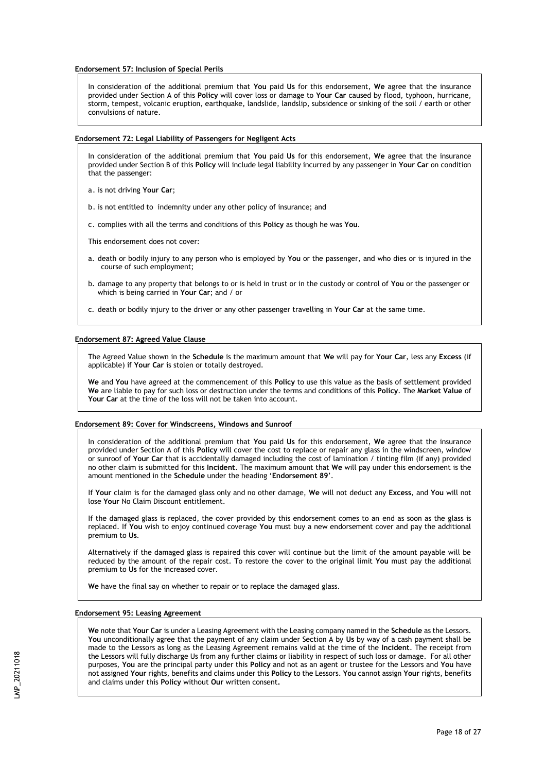**Endorsement 57: Inclusion of Special Perils**

In consideration of the additional premium that **You** paid **Us** for this endorsement, **We** agree that the insurance provided under Section A of this **Policy** will cover loss or damage to **Your Car** caused by flood, typhoon, hurricane, storm, tempest, volcanic eruption, earthquake, landslide, landslip, subsidence or sinking of the soil / earth or other convulsions of nature.

**Endorsement 72: Legal Liability of Passengers for Negligent Acts**

In consideration of the additional premium that **You** paid **Us** for this endorsement, **We** agree that the insurance provided under Section B of this **Policy** will include legal liability incurred by any passenger in **Your Car** on condition that the passenger:

a. is not driving **Your Car**;

b. is not entitled to indemnity under any other policy of insurance; and

c. complies with all the terms and conditions of this **Policy** as though he was **You**.

This endorsement does not cover:

a. death or bodily injury to any person who is employed by **You** or the passenger, and who dies or is injured in the course of such employment;

b. damage to any property that belongs to or is held in trust or in the custody or control of **You** or the passenger or which is being carried in **Your Car**; and / or

c. death or bodily injury to the driver or any other passenger travelling in **Your Car** at the same time.

**Endorsement 87: Agreed Value Clause**

The Agreed Value shown in the **Schedule** is the maximum amount that **We** will pay for **Your Car**, less any **Excess** (if applicable) if **Your Car** is stolen or totally destroyed.

**We** and **You** have agreed at the commencement of this **Policy** to use this value as the basis of settlement provided **We** are liable to pay for such loss or destruction under the terms and conditions of this **Policy**. The **Market Value** of **Your Car** at the time of the loss will not be taken into account.

**Endorsement 89: Cover for Windscreens, Windows and Sunroof**

In consideration of the additional premium that **You** paid **Us** for this endorsement, **We** agree that the insurance provided under Section A of this **Policy** will cover the cost to replace or repair any glass in the windscreen, window or sunroof of **Your Car** that is accidentally damaged including the cost of lamination / tinting film (if any) provided no other claim is submitted for this **Incident**. The maximum amount that **We** will pay under this endorsement is the amount mentioned in the **Schedule** under the heading '**Endorsement 89**'.

If **Your** claim is for the damaged glass only and no other damage, **We** will not deduct any **Excess**, and **You** will not lose **Your** No Claim Discount entitlement.

If the damaged glass is replaced, the cover provided by this endorsement comes to an end as soon as the glass is replaced. If **You** wish to enjoy continued coverage **You** must buy a new endorsement cover and pay the additional premium to **Us**.

Alternatively if the damaged glass is repaired this cover will continue but the limit of the amount payable will be reduced by the amount of the repair cost. To restore the cover to the original limit **You** must pay the additional premium to **Us** for the increased cover.

**We** have the final say on whether to repair or to replace the damaged glass.

**Endorsement 95: Leasing Agreement**

**We** note that **Your Car** is under a Leasing Agreement with the Leasing company named in the **Schedule** as the Lessors. **You** unconditionally agree that the payment of any claim under Section A by **Us** by way of a cash payment shall be made to the Lessors as long as the Leasing Agreement remains valid at the time of the **Incident**. The receipt from the Lessors will fully discharge Us from any further claims or liability in respect of such loss or damage. For all other purposes, **You** are the principal party under this **Policy** and not as an agent or trustee for the Lessors and **You** have not assigned **Your** rights, benefits and claims under this **Policy** to the Lessors. **You** cannot assign **Your** rights, benefits and claims under this **Policy** without **Our** written consent**.**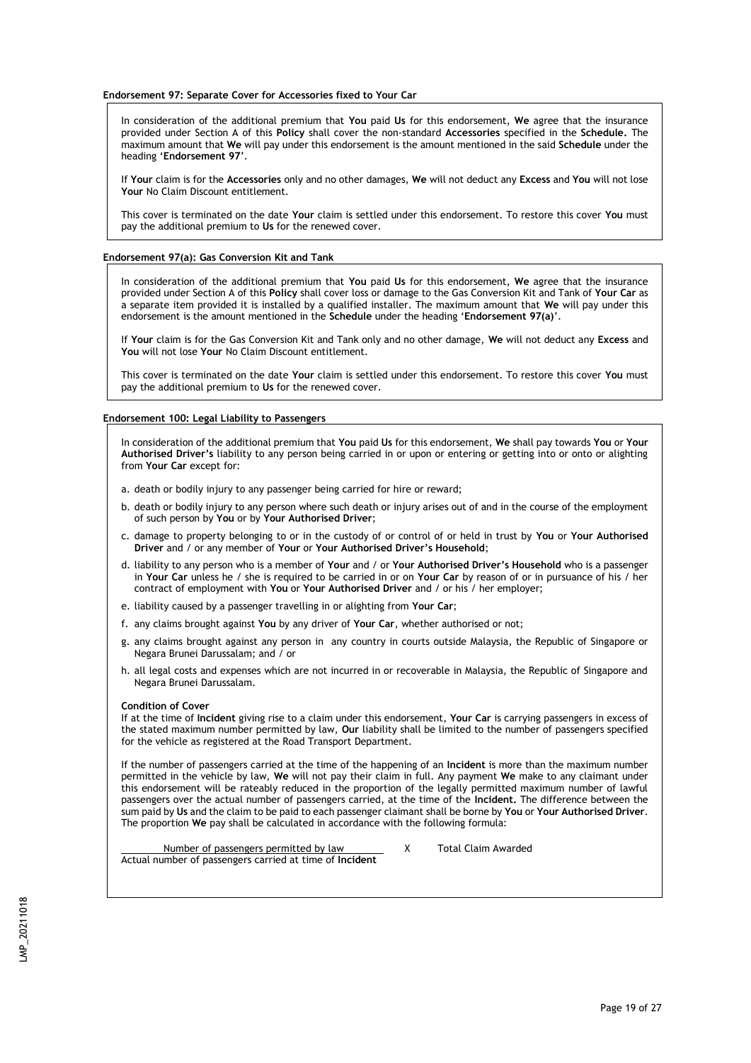**Endorsement 97: Separate Cover for Accessories fixed to Your Car**

In consideration of the additional premium that **You** paid **Us** for this endorsement, **We** agree that the insurance provided under Section A of this **Policy** shall cover the non-standard **Accessories** specified in the **Schedule.** The maximum amount that **We** will pay under this endorsement is the amount mentioned in the said **Schedule** under the heading '**Endorsement 97**'.

If **Your** claim is for the **Accessories** only and no other damages, **We** will not deduct any **Excess** and **You** will not lose **Your** No Claim Discount entitlement.

This cover is terminated on the date **Your** claim is settled under this endorsement. To restore this cover **You** must pay the additional premium to **Us** for the renewed cover.

**Endorsement 97(a): Gas Conversion Kit and Tank**

In consideration of the additional premium that **You** paid **Us** for this endorsement, **We** agree that the insurance provided under Section A of this **Policy** shall cover loss or damage to the Gas Conversion Kit and Tank of **Your Car** as a separate item provided it is installed by a qualified installer. The maximum amount that **We** will pay under this endorsement is the amount mentioned in the **Schedule** under the heading '**Endorsement 97(a)**'.

If **Your** claim is for the Gas Conversion Kit and Tank only and no other damage, **We** will not deduct any **Excess** and **You** will not lose **Your** No Claim Discount entitlement.

This cover is terminated on the date **Your** claim is settled under this endorsement. To restore this cover **You** must pay the additional premium to **Us** for the renewed cover.

**Endorsement 100: Legal Liability to Passengers**

In consideration of the additional premium that **You** paid **Us** for this endorsement, **We** shall pay towards **You** or **Your Authorised Driver's** liability to any person being carried in or upon or entering or getting into or onto or alighting from **Your Car** except for:

a. death or bodily injury to any passenger being carried for hire or reward;

b. death or bodily injury to any person where such death or injury arises out of and in the course of the employment of such person by **You** or by **Your Authorised Driver**;

c. damage to property belonging to or in the custody of or control of or held in trust by **You** or **Your Authorised Driver** and / or any member of **Your** or **Your Authorised Driver's Household**;

d. liability to any person who is a member of **Your** and / or **Your Authorised Driver's Household** who is a passenger in **Your Car** unless he / she is required to be carried in or on **Your Car** by reason of or in pursuance of his / her contract of employment with **You** or **Your Authorised Driver** and / or his / her employer;

e. liability caused by a passenger travelling in or alighting from **Your Car**;

f. any claims brought against **You** by any driver of **Your Car**, whether authorised or not;

g. any claims brought against any person in any country in courts outside Malaysia, the Republic of Singapore or Negara Brunei Darussalam; and / or

h. all legal costs and expenses which are not incurred in or recoverable in Malaysia, the Republic of Singapore and Negara Brunei Darussalam.

**Condition of Cover**

If at the time of **Incident** giving rise to a claim under this endorsement, **Your Car** is carrying passengers in excess of the stated maximum number permitted by law, **Our** liability shall be limited to the number of passengers specified for the vehicle as registered at the Road Transport Department.

If the number of passengers carried at the time of the happening of an **Incident** is more than the maximum number permitted in the vehicle by law, **We** will not pay their claim in full. Any payment **We** make to any claimant under this endorsement will be rateably reduced in the proportion of the legally permitted maximum number of lawful passengers over the actual number of passengers carried, at the time of the **Incident.** The difference between the sum paid by **Us** and the claim to be paid to each passenger claimant shall be borne by **You** or **Your Authorised Driver**. The proportion **We** pay shall be calculated in accordance with the following formula:

$$\frac{\text{Number of passengers permitted by law}}{\text{Actual number of passengers carried at time of Incident}} \times \text{Total Claim Awarded}$$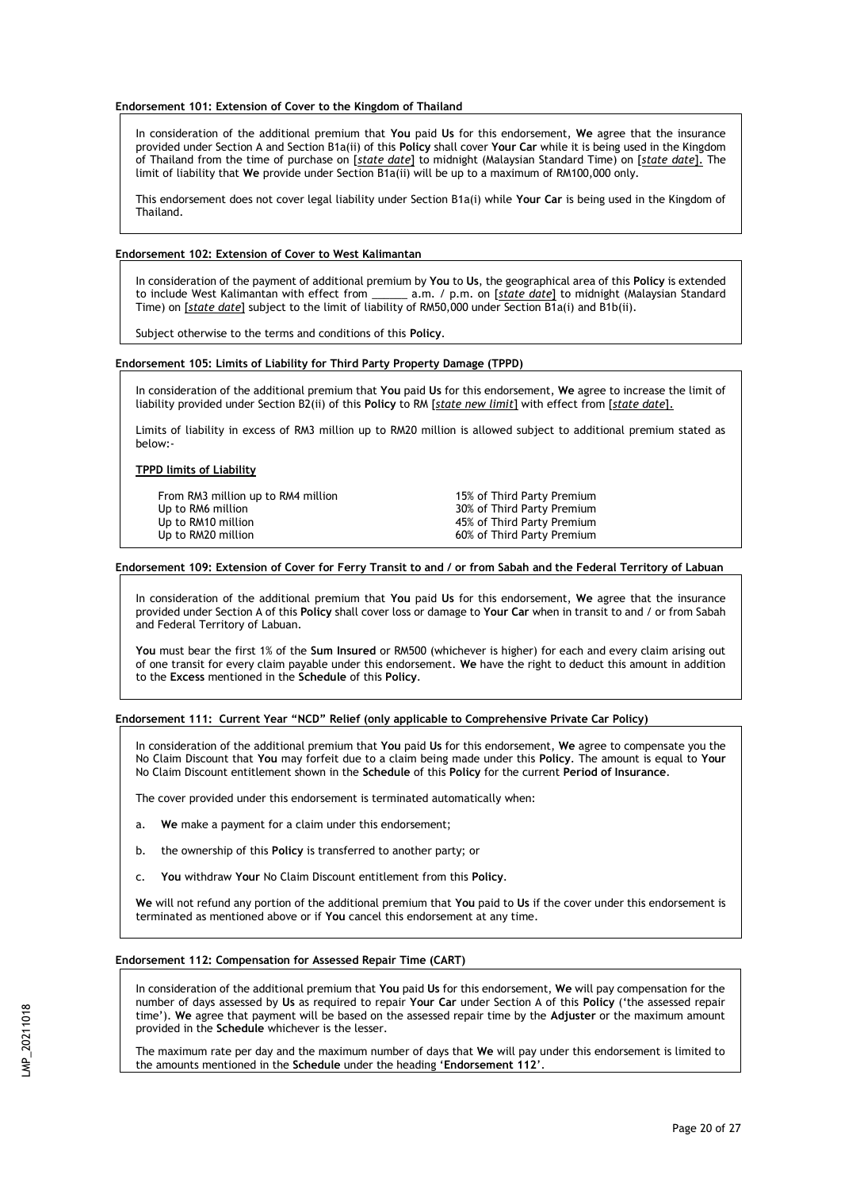**Endorsement 101: Extension of Cover to the Kingdom of Thailand**

In consideration of the additional premium that **You** paid **Us** for this endorsement, **We** agree that the insurance provided under Section A and Section B1a(ii) of this **Policy** shall cover **Your Car** while it is being used in the Kingdom of Thailand from the time of purchase on [*state date*] to midnight (Malaysian Standard Time) on [*state date*]. The limit of liability that **We** provide under Section B1a(ii) will be up to a maximum of RM100,000 only.

This endorsement does not cover legal liability under Section B1a(i) while **Your Car** is being used in the Kingdom of Thailand.

**Endorsement 102: Extension of Cover to West Kalimantan**

In consideration of the payment of additional premium by **You** to **Us**, the geographical area of this **Policy** is extended to include West Kalimantan with effect from ______ a.m. / p.m. on [*state date*] to midnight (Malaysian Standard Time) on [*state date*] subject to the limit of liability of RM50,000 under Section B1a(i) and B1b(ii).

Subject otherwise to the terms and conditions of this **Policy**.

**Endorsement 105: Limits of Liability for Third Party Property Damage (TPPD)**

In consideration of the additional premium that **You** paid **Us** for this endorsement, **We** agree to increase the limit of liability provided under Section B2(ii) of this **Policy** to RM [*state new limit*] with effect from [*state date*].

Limits of liability in excess of RM3 million up to RM20 million is allowed subject to additional premium stated as below:-

**TPPD limits of Liability**

| | |
|---|---|
| From RM3 million up to RM4 million | 15% of Third Party Premium |
| Up to RM6 million | 30% of Third Party Premium |
| Up to RM10 million | 45% of Third Party Premium |
| Up to RM20 million | 60% of Third Party Premium |

**Endorsement 109: Extension of Cover for Ferry Transit to and / or from Sabah and the Federal Territory of Labuan**

In consideration of the additional premium that **You** paid **Us** for this endorsement, **We** agree that the insurance provided under Section A of this **Policy** shall cover loss or damage to **Your Car** when in transit to and / or from Sabah and Federal Territory of Labuan.

**You** must bear the first 1% of the **Sum Insured** or RM500 (whichever is higher) for each and every claim arising out of one transit for every claim payable under this endorsement. **We** have the right to deduct this amount in addition to the **Excess** mentioned in the **Schedule** of this **Policy**.

**Endorsement 111: Current Year "NCD" Relief (only applicable to Comprehensive Private Car Policy)**

In consideration of the additional premium that **You** paid **Us** for this endorsement, **We** agree to compensate you the No Claim Discount that **You** may forfeit due to a claim being made under this **Policy**. The amount is equal to **Your** No Claim Discount entitlement shown in the **Schedule** of this **Policy** for the current **Period of Insurance**.

The cover provided under this endorsement is terminated automatically when:

a. **We** make a payment for a claim under this endorsement;

b. the ownership of this **Policy** is transferred to another party; or

c. **You** withdraw **Your** No Claim Discount entitlement from this **Policy**.

**We** will not refund any portion of the additional premium that **You** paid to **Us** if the cover under this endorsement is terminated as mentioned above or if **You** cancel this endorsement at any time.

**Endorsement 112: Compensation for Assessed Repair Time (CART)**

In consideration of the additional premium that **You** paid **Us** for this endorsement, **We** will pay compensation for the number of days assessed by **Us** as required to repair **Your Car** under Section A of this **Policy** ('the assessed repair time'). **We** agree that payment will be based on the assessed repair time by the **Adjuster** or the maximum amount provided in the **Schedule** whichever is the lesser.

The maximum rate per day and the maximum number of days that **We** will pay under this endorsement is limited to the amounts mentioned in the **Schedule** under the heading '**Endorsement 112**'.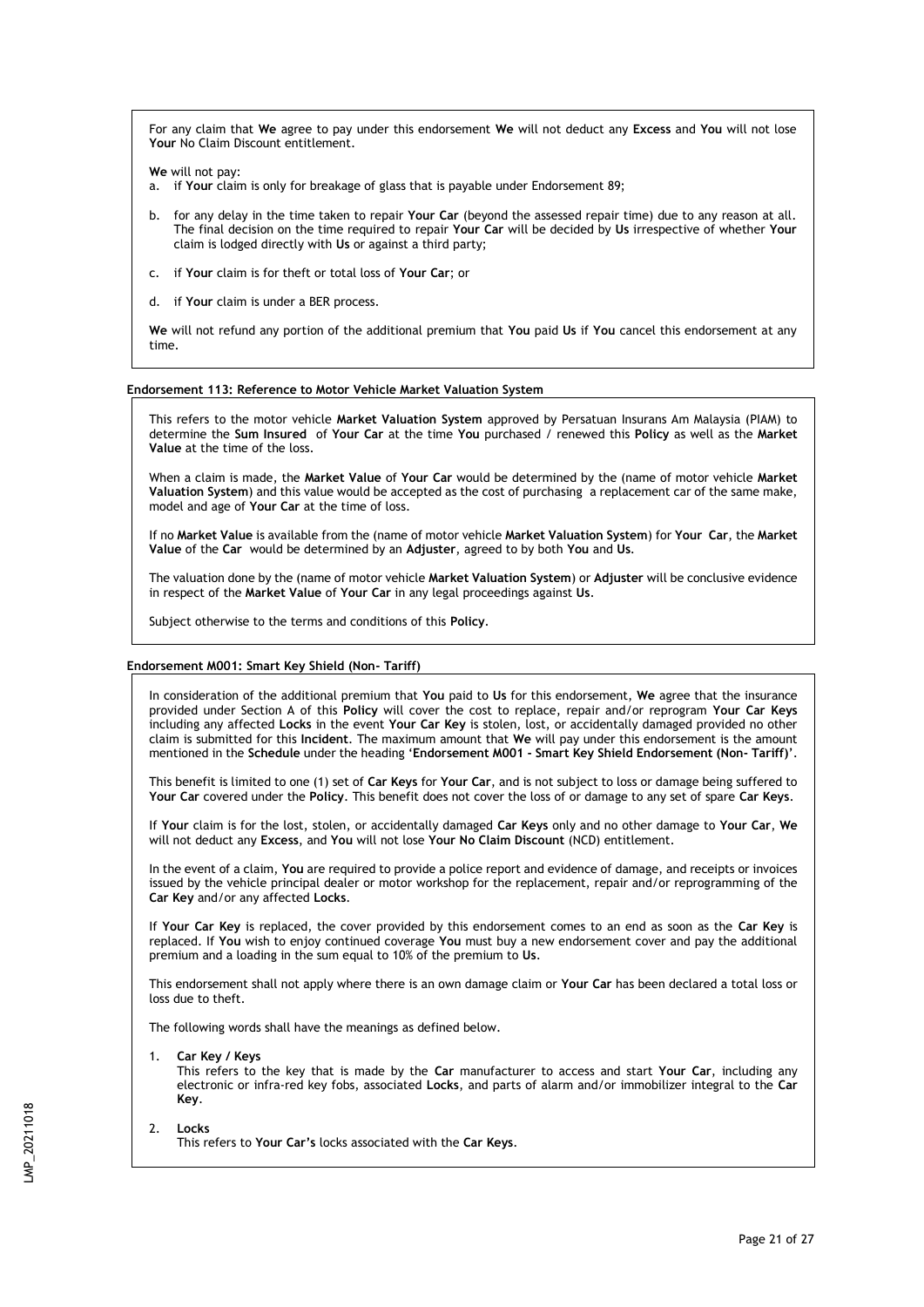For any claim that **We** agree to pay under this endorsement **We** will not deduct any **Excess** and **You** will not lose **Your** No Claim Discount entitlement.

**We** will not pay:

a. if **Your** claim is only for breakage of glass that is payable under Endorsement 89;

b. for any delay in the time taken to repair **Your Car** (beyond the assessed repair time) due to any reason at all. The final decision on the time required to repair **Your Car** will be decided by **Us** irrespective of whether **Your** claim is lodged directly with **Us** or against a third party;

c. if **Your** claim is for theft or total loss of **Your Car**; or

d. if **Your** claim is under a BER process.

**We** will not refund any portion of the additional premium that **You** paid **Us** if **You** cancel this endorsement at any time.

### Endorsement 113: Reference to Motor Vehicle Market Valuation System

This refers to the motor vehicle **Market Valuation System** approved by Persatuan Insurans Am Malaysia (PIAM) to determine the **Sum Insured** of **Your Car** at the time **You** purchased / renewed this **Policy** as well as the **Market Value** at the time of the loss.

When a claim is made, the **Market Value** of **Your Car** would be determined by the (name of motor vehicle **Market Valuation System**) and this value would be accepted as the cost of purchasing a replacement car of the same make, model and age of **Your Car** at the time of loss.

If no **Market Value** is available from the (name of motor vehicle **Market Valuation System**) for **Your Car**, the **Market Value** of the **Car** would be determined by an **Adjuster**, agreed to by both **You** and **Us**.

The valuation done by the (name of motor vehicle **Market Valuation System**) or **Adjuster** will be conclusive evidence in respect of the **Market Value** of **Your Car** in any legal proceedings against **Us**.

Subject otherwise to the terms and conditions of this **Policy**.

### Endorsement M001: Smart Key Shield (Non- Tariff)

In consideration of the additional premium that **You** paid to **Us** for this endorsement, **We** agree that the insurance provided under Section A of this **Policy** will cover the cost to replace, repair and/or reprogram **Your Car Keys** including any affected **Locks** in the event **Your Car Key** is stolen, lost, or accidentally damaged provided no other claim is submitted for this **Incident**. The maximum amount that **We** will pay under this endorsement is the amount mentioned in the **Schedule** under the heading '**Endorsement M001 - Smart Key Shield Endorsement (Non- Tariff)**'.

This benefit is limited to one (1) set of **Car Keys** for **Your Car**, and is not subject to loss or damage being suffered to **Your Car** covered under the **Policy**. This benefit does not cover the loss of or damage to any set of spare **Car Keys**.

If **Your** claim is for the lost, stolen, or accidentally damaged **Car Keys** only and no other damage to **Your Car**, **We** will not deduct any **Excess**, and **You** will not lose **Your No Claim Discount** (NCD) entitlement.

In the event of a claim, **You** are required to provide a police report and evidence of damage, and receipts or invoices issued by the vehicle principal dealer or motor workshop for the replacement, repair and/or reprogramming of the **Car Key** and/or any affected **Locks**.

If **Your Car Key** is replaced, the cover provided by this endorsement comes to an end as soon as the **Car Key** is replaced. If **You** wish to enjoy continued coverage **You** must buy a new endorsement cover and pay the additional premium and a loading in the sum equal to 10% of the premium to **Us**.

This endorsement shall not apply where there is an own damage claim or **Your Car** has been declared a total loss or loss due to theft.

The following words shall have the meanings as defined below.

1. **Car Key / Keys**
   This refers to the key that is made by the **Car** manufacturer to access and start **Your Car**, including any electronic or infra-red key fobs, associated **Locks**, and parts of alarm and/or immobilizer integral to the **Car Key**.

2. **Locks**
   This refers to **Your Car's** locks associated with the **Car Keys**.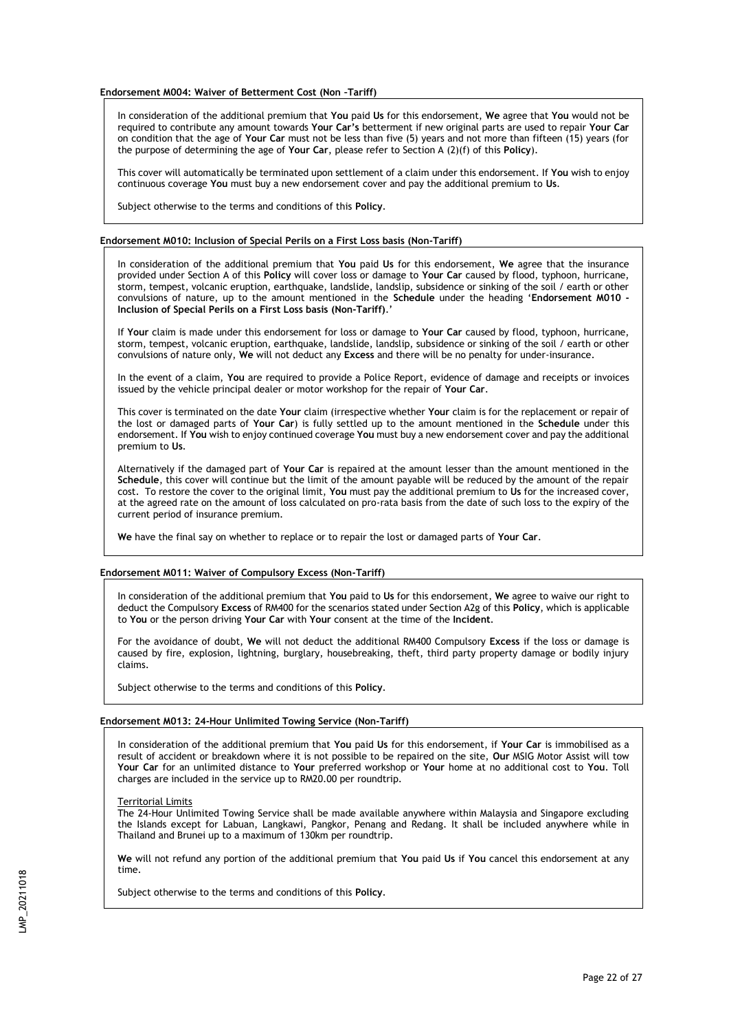**Endorsement M004: Waiver of Betterment Cost (Non –Tariff)**

In consideration of the additional premium that **You** paid **Us** for this endorsement, **We** agree that **You** would not be required to contribute any amount towards **Your Car's** betterment if new original parts are used to repair **Your Car** on condition that the age of **Your Car** must not be less than five (5) years and not more than fifteen (15) years (for the purpose of determining the age of **Your Car**, please refer to Section A (2)(f) of this **Policy**).

This cover will automatically be terminated upon settlement of a claim under this endorsement. If **You** wish to enjoy continuous coverage **You** must buy a new endorsement cover and pay the additional premium to **Us**.

Subject otherwise to the terms and conditions of this **Policy**.

**Endorsement M010: Inclusion of Special Perils on a First Loss basis (Non-Tariff)**

In consideration of the additional premium that **You** paid **Us** for this endorsement, **We** agree that the insurance provided under Section A of this **Policy** will cover loss or damage to **Your Car** caused by flood, typhoon, hurricane, storm, tempest, volcanic eruption, earthquake, landslide, landslip, subsidence or sinking of the soil / earth or other convulsions of nature, up to the amount mentioned in the **Schedule** under the heading '**Endorsement M010 - Inclusion of Special Perils on a First Loss basis (Non-Tariff)**.'

If **Your** claim is made under this endorsement for loss or damage to **Your Car** caused by flood, typhoon, hurricane, storm, tempest, volcanic eruption, earthquake, landslide, landslip, subsidence or sinking of the soil / earth or other convulsions of nature only, **We** will not deduct any **Excess** and there will be no penalty for under-insurance.

In the event of a claim, **You** are required to provide a Police Report, evidence of damage and receipts or invoices issued by the vehicle principal dealer or motor workshop for the repair of **Your Car**.

This cover is terminated on the date **Your** claim (irrespective whether **Your** claim is for the replacement or repair of the lost or damaged parts of **Your Car**) is fully settled up to the amount mentioned in the **Schedule** under this endorsement. If **You** wish to enjoy continued coverage **You** must buy a new endorsement cover and pay the additional premium to **Us**.

Alternatively if the damaged part of **Your Car** is repaired at the amount lesser than the amount mentioned in the **Schedule**, this cover will continue but the limit of the amount payable will be reduced by the amount of the repair cost. To restore the cover to the original limit, **You** must pay the additional premium to **Us** for the increased cover, at the agreed rate on the amount of loss calculated on pro-rata basis from the date of such loss to the expiry of the current period of insurance premium.

**We** have the final say on whether to replace or to repair the lost or damaged parts of **Your Car**.

**Endorsement M011: Waiver of Compulsory Excess (Non-Tariff)**

In consideration of the additional premium that **You** paid to **Us** for this endorsement, **We** agree to waive our right to deduct the Compulsory **Excess** of RM400 for the scenarios stated under Section A2g of this **Policy**, which is applicable to **You** or the person driving **Your Car** with **Your** consent at the time of the **Incident**.

For the avoidance of doubt, **We** will not deduct the additional RM400 Compulsory **Excess** if the loss or damage is caused by fire, explosion, lightning, burglary, housebreaking, theft, third party property damage or bodily injury claims.

Subject otherwise to the terms and conditions of this **Policy**.

**Endorsement M013: 24-Hour Unlimited Towing Service (Non-Tariff)**

In consideration of the additional premium that **You** paid **Us** for this endorsement, if **Your Car** is immobilised as a result of accident or breakdown where it is not possible to be repaired on the site, **Our** MSIG Motor Assist will tow **Your Car** for an unlimited distance to **Your** preferred workshop or **Your** home at no additional cost to **You**. Toll charges are included in the service up to RM20.00 per roundtrip.

Territorial Limits

The 24-Hour Unlimited Towing Service shall be made available anywhere within Malaysia and Singapore excluding the Islands except for Labuan, Langkawi, Pangkor, Penang and Redang. It shall be included anywhere while in Thailand and Brunei up to a maximum of 130km per roundtrip.

**We** will not refund any portion of the additional premium that **You** paid **Us** if **You** cancel this endorsement at any time.

Subject otherwise to the terms and conditions of this **Policy**.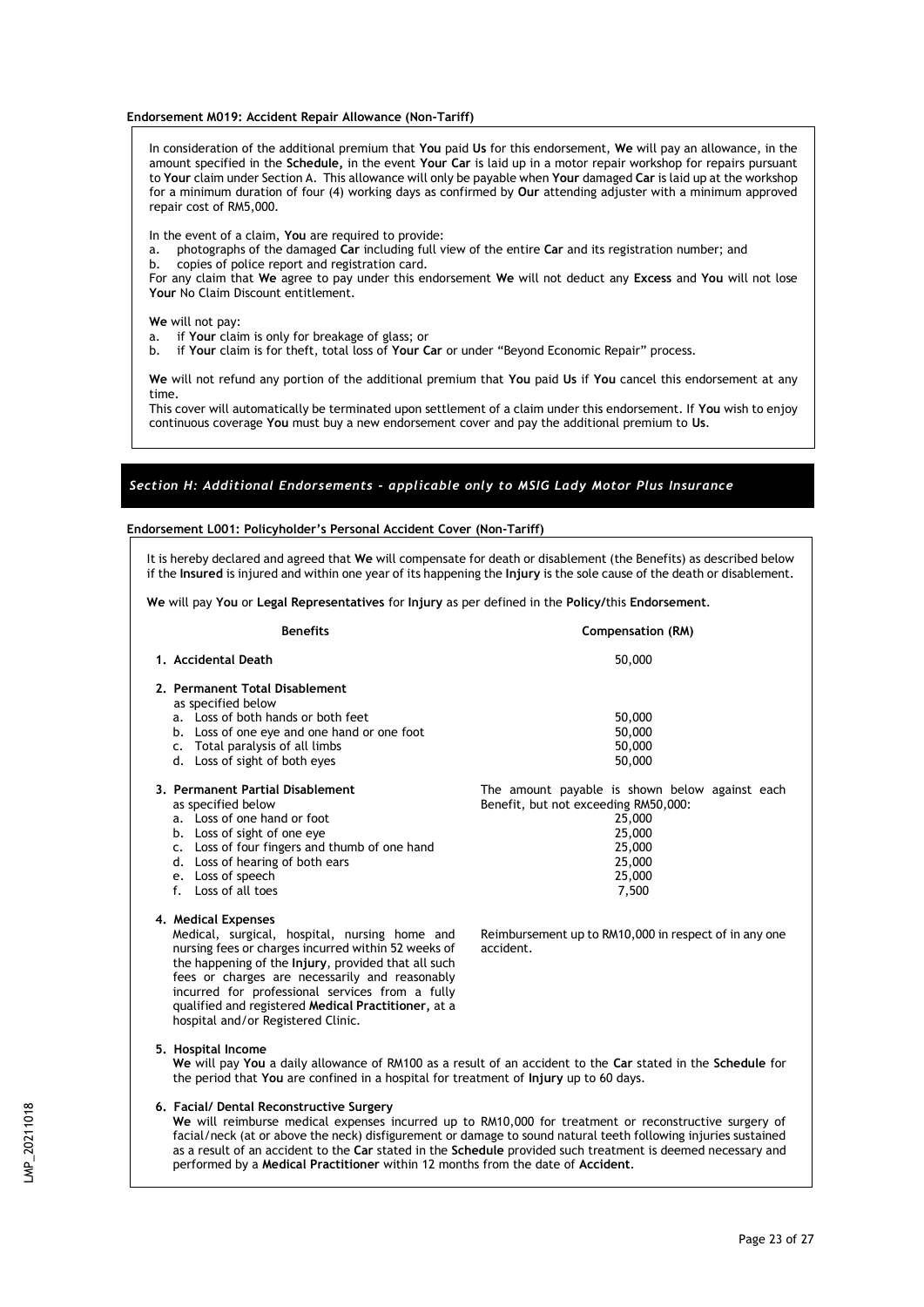#### Endorsement M019: Accident Repair Allowance (Non-Tariff)

In consideration of the additional premium that **You** paid **Us** for this endorsement, **We** will pay an allowance, in the amount specified in the **Schedule,** in the event **Your Car** is laid up in a motor repair workshop for repairs pursuant to **Your** claim under Section A. This allowance will only be payable when **Your** damaged **Car** is laid up at the workshop for a minimum duration of four (4) working days as confirmed by **Our** attending adjuster with a minimum approved repair cost of RM5,000.

In the event of a claim, **You** are required to provide:

a. photographs of the damaged **Car** including full view of the entire **Car** and its registration number; and
b. copies of police report and registration card.

For any claim that **We** agree to pay under this endorsement **We** will not deduct any **Excess** and **You** will not lose **Your** No Claim Discount entitlement.

**We** will not pay:

a. if **Your** claim is only for breakage of glass; or
b. if **Your** claim is for theft, total loss of **Your Car** or under "Beyond Economic Repair" process.

**We** will not refund any portion of the additional premium that **You** paid **Us** if **You** cancel this endorsement at any time.

This cover will automatically be terminated upon settlement of a claim under this endorsement. If **You** wish to enjoy continuous coverage **You** must buy a new endorsement cover and pay the additional premium to **Us**.

## *Section H: Additional Endorsements - applicable only to MSIG Lady Motor Plus Insurance*

#### Endorsement L001: Policyholder's Personal Accident Cover (Non-Tariff)

It is hereby declared and agreed that **We** will compensate for death or disablement (the Benefits) as described below if the **Insured** is injured and within one year of its happening the **Injury** is the sole cause of the death or disablement.

**We** will pay **You** or **Legal Representatives** for **Injury** as per defined in the **Policy/**this **Endorsement**.

| Benefits | Compensation (RM) |
|---|---|
| **1. Accidental Death** | 50,000 |
| **2. Permanent Total Disablement** as specified below | |
| a. Loss of both hands or both feet | 50,000 |
| b. Loss of one eye and one hand or one foot | 50,000 |
| c. Total paralysis of all limbs | 50,000 |
| d. Loss of sight of both eyes | 50,000 |
| **3. Permanent Partial Disablement** as specified below | The amount payable is shown below against each Benefit, but not exceeding RM50,000: |
| a. Loss of one hand or foot | 25,000 |
| b. Loss of sight of one eye | 25,000 |
| c. Loss of four fingers and thumb of one hand | 25,000 |
| d. Loss of hearing of both ears | 25,000 |
| e. Loss of speech | 25,000 |
| f. Loss of all toes | 7,500 |
| **4. Medical Expenses** Medical, surgical, hospital, nursing home and nursing fees or charges incurred within 52 weeks of the happening of the **Injury**, provided that all such fees or charges are necessarily and reasonably incurred for professional services from a fully qualified and registered **Medical Practitioner,** at a hospital and/or Registered Clinic. | Reimbursement up to RM10,000 in respect of in any one accident. |

**5. Hospital Income**
**We** will pay **You** a daily allowance of RM100 as a result of an accident to the **Car** stated in the **Schedule** for the period that **You** are confined in a hospital for treatment of **Injury** up to 60 days.

**6. Facial/ Dental Reconstructive Surgery**
**We** will reimburse medical expenses incurred up to RM10,000 for treatment or reconstructive surgery of facial/neck (at or above the neck) disfigurement or damage to sound natural teeth following injuries sustained as a result of an accident to the **Car** stated in the **Schedule** provided such treatment is deemed necessary and performed by a **Medical Practitioner** within 12 months from the date of **Accident**.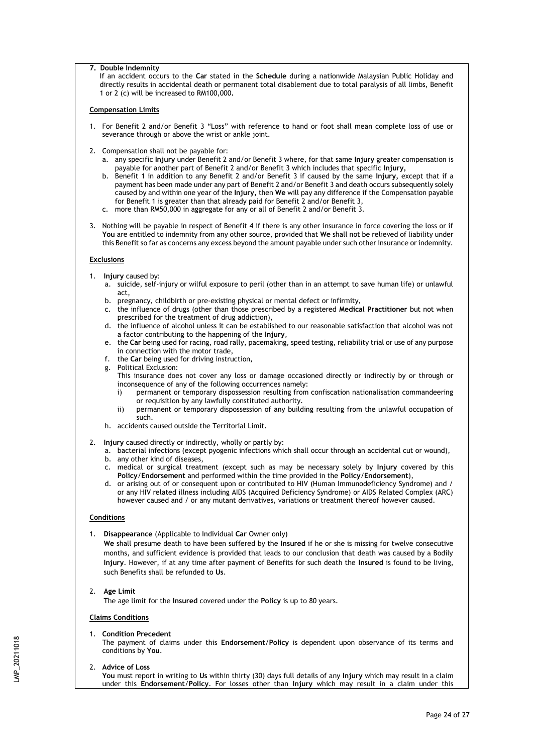**7. Double Indemnity**

If an accident occurs to the **Car** stated in the **Schedule** during a nationwide Malaysian Public Holiday and directly results in accidental death or permanent total disablement due to total paralysis of all limbs, Benefit 1 or 2 (c) will be increased to RM100,000**.**

**Compensation Limits**

1. For Benefit 2 and/or Benefit 3 "Loss" with reference to hand or foot shall mean complete loss of use or severance through or above the wrist or ankle joint.

2. Compensation shall not be payable for:
   a. any specific **Injury** under Benefit 2 and/or Benefit 3 where, for that same **Injury** greater compensation is payable for another part of Benefit 2 and/or Benefit 3 which includes that specific **Injury,**
   b. Benefit 1 in addition to any Benefit 2 and/or Benefit 3 if caused by the same **Injury,** except that if a payment has been made under any part of Benefit 2 and/or Benefit 3 and death occurs subsequently solely caused by and within one year of the **Injury,** then **We** will pay any difference if the Compensation payable for Benefit 1 is greater than that already paid for Benefit 2 and/or Benefit 3,
   c. more than RM50,000 in aggregate for any or all of Benefit 2 and/or Benefit 3.

3. Nothing will be payable in respect of Benefit 4 if there is any other insurance in force covering the loss or if **You** are entitled to indemnity from any other source, provided that **We** shall not be relieved of liability under this Benefit so far as concerns any excess beyond the amount payable under such other insurance or indemnity.

**Exclusions**

1. **Injury** caused by:
   a. suicide, self-injury or wilful exposure to peril (other than in an attempt to save human life) or unlawful act,
   b. pregnancy, childbirth or pre-existing physical or mental defect or infirmity,
   c. the influence of drugs (other than those prescribed by a registered **Medical Practitioner** but not when prescribed for the treatment of drug addiction),
   d. the influence of alcohol unless it can be established to our reasonable satisfaction that alcohol was not a factor contributing to the happening of the **Injury**,
   e. the **Car** being used for racing, road rally, pacemaking, speed testing, reliability trial or use of any purpose in connection with the motor trade,
   f. the **Car** being used for driving instruction,
   g. Political Exclusion:
      This insurance does not cover any loss or damage occasioned directly or indirectly by or through or inconsequence of any of the following occurrences namely:
      i) permanent or temporary dispossession resulting from confiscation nationalisation commandeering or requisition by any lawfully constituted authority.
      ii) permanent or temporary dispossession of any building resulting from the unlawful occupation of such.
   h. accidents caused outside the Territorial Limit.

2. **Injury** caused directly or indirectly, wholly or partly by:
   a. bacterial infections (except pyogenic infections which shall occur through an accidental cut or wound),
   b. any other kind of diseases,
   c. medical or surgical treatment (except such as may be necessary solely by **Injury** covered by this **Policy**/**Endorsement** and performed within the time provided in the **Policy**/**Endorsement**),
   d. or arising out of or consequent upon or contributed to HIV (Human Immunodeficiency Syndrome) and / or any HIV related illness including AIDS (Acquired Deficiency Syndrome) or AIDS Related Complex (ARC) however caused and / or any mutant derivatives, variations or treatment thereof however caused.

**Conditions**

1. **Disappearance** (Applicable to Individual **Car** Owner only)

   **We** shall presume death to have been suffered by the **Insured** if he or she is missing for twelve consecutive months, and sufficient evidence is provided that leads to our conclusion that death was caused by a Bodily **Injury**. However, if at any time after payment of Benefits for such death the **Insured** is found to be living, such Benefits shall be refunded to **Us**.

2. **Age Limit**

   The age limit for the **Insured** covered under the **Policy** is up to 80 years.

**Claims Conditions**

1. **Condition Precedent**

   The payment of claims under this **Endorsement**/**Policy** is dependent upon observance of its terms and conditions by **You**.

2. **Advice of Loss**

   **You** must report in writing to **Us** within thirty (30) days full details of any **Injury** which may result in a claim under this **Endorsement**/**Policy**. For losses other than **Injury** which may result in a claim under this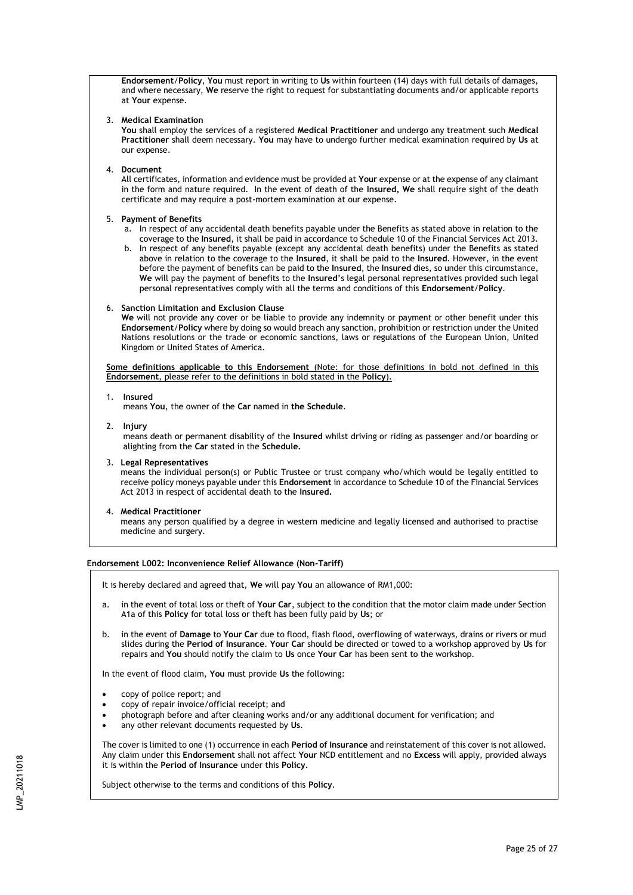**Endorsement**/**Policy**, **You** must report in writing to **Us** within fourteen (14) days with full details of damages, and where necessary, **We** reserve the right to request for substantiating documents and/or applicable reports at **Your** expense.

3. **Medical Examination**
   **You** shall employ the services of a registered **Medical Practitioner** and undergo any treatment such **Medical Practitioner** shall deem necessary. **You** may have to undergo further medical examination required by **Us** at our expense.

4. **Document**
   All certificates, information and evidence must be provided at **Your** expense or at the expense of any claimant in the form and nature required. In the event of death of the **Insured, We** shall require sight of the death certificate and may require a post-mortem examination at our expense.

5. **Payment of Benefits**
   a. In respect of any accidental death benefits payable under the Benefits as stated above in relation to the coverage to the **Insured**, it shall be paid in accordance to Schedule 10 of the Financial Services Act 2013.
   b. In respect of any benefits payable (except any accidental death benefits) under the Benefits as stated above in relation to the coverage to the **Insured**, it shall be paid to the **Insured**. However, in the event before the payment of benefits can be paid to the **Insured**, the **Insured** dies, so under this circumstance, **We** will pay the payment of benefits to the **Insured**'s legal personal representatives provided such legal personal representatives comply with all the terms and conditions of this **Endorsement**/**Policy**.

6. **Sanction Limitation and Exclusion Clause**
   **We** will not provide any cover or be liable to provide any indemnity or payment or other benefit under this **Endorsement**/**Policy** where by doing so would breach any sanction, prohibition or restriction under the United Nations resolutions or the trade or economic sanctions, laws or regulations of the European Union, United Kingdom or United States of America.

<u>**Some definitions applicable to this Endorsement** (Note: for those definitions in bold not defined in this **Endorsement**, please refer to the definitions in bold stated in the **Policy**).</u>

1. **Insured**
   means **You**, the owner of the **Car** named in **the Schedule**.

2. **Injury**
   means death or permanent disability of the **Insured** whilst driving or riding as passenger and/or boarding or alighting from the **Car** stated in the **Schedule.**

3. **Legal Representatives**
   means the individual person(s) or Public Trustee or trust company who/which would be legally entitled to receive policy moneys payable under this **Endorsement** in accordance to Schedule 10 of the Financial Services Act 2013 in respect of accidental death to the **Insured.**

4. **Medical Practitioner**
   means any person qualified by a degree in western medicine and legally licensed and authorised to practise medicine and surgery.

**Endorsement L002: Inconvenience Relief Allowance (Non-Tariff)**

It is hereby declared and agreed that, **We** will pay **You** an allowance of RM1,000:

a. in the event of total loss or theft of **Your Car**, subject to the condition that the motor claim made under Section A1a of this **Policy** for total loss or theft has been fully paid by **Us**; or

b. in the event of **Damage** to **Your Car** due to flood, flash flood, overflowing of waterways, drains or rivers or mud slides during the **Period of Insurance**. **Your Car** should be directed or towed to a workshop approved by **Us** for repairs and **You** should notify the claim to **Us** once **Your Car** has been sent to the workshop.

In the event of flood claim, **You** must provide **Us** the following:

- copy of police report; and
- copy of repair invoice/official receipt; and
- photograph before and after cleaning works and/or any additional document for verification; and
- any other relevant documents requested by **Us**.

The cover is limited to one (1) occurrence in each **Period of Insurance** and reinstatement of this cover is not allowed. Any claim under this **Endorsement** shall not affect **Your** NCD entitlement and no **Excess** will apply, provided always it is within the **Period of Insurance** under this **Policy.**

Subject otherwise to the terms and conditions of this **Policy**.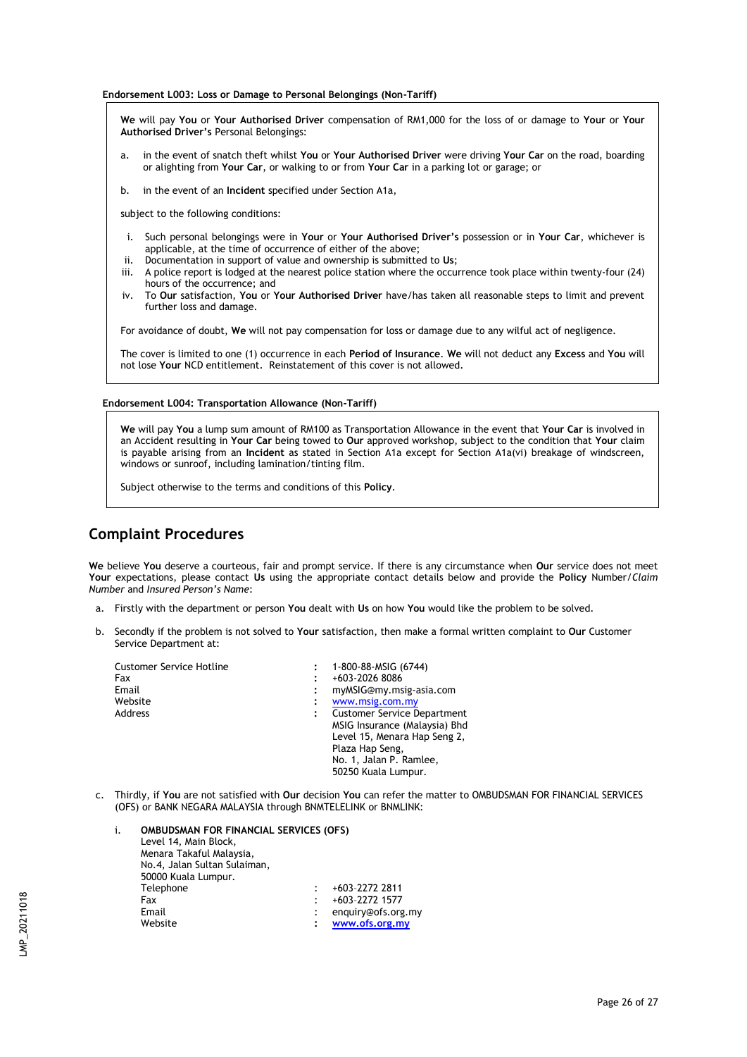**Endorsement L003: Loss or Damage to Personal Belongings (Non-Tariff)**

**We** will pay **You** or **Your Authorised Driver** compensation of RM1,000 for the loss of or damage to **Your** or **Your Authorised Driver's** Personal Belongings:

a. in the event of snatch theft whilst **You** or **Your Authorised Driver** were driving **Your Car** on the road, boarding or alighting from **Your Car**, or walking to or from **Your Car** in a parking lot or garage; or

b. in the event of an **Incident** specified under Section A1a,

subject to the following conditions:

i. Such personal belongings were in **Your** or **Your Authorised Driver's** possession or in **Your Car**, whichever is applicable, at the time of occurrence of either of the above;
ii. Documentation in support of value and ownership is submitted to **Us**;
iii. A police report is lodged at the nearest police station where the occurrence took place within twenty-four (24) hours of the occurrence; and
iv. To **Our** satisfaction, **You** or **Your Authorised Driver** have/has taken all reasonable steps to limit and prevent further loss and damage.

For avoidance of doubt, **We** will not pay compensation for loss or damage due to any wilful act of negligence.

The cover is limited to one (1) occurrence in each **Period of Insurance**. **We** will not deduct any **Excess** and **You** will not lose **Your** NCD entitlement. Reinstatement of this cover is not allowed.

**Endorsement L004: Transportation Allowance (Non-Tariff)**

**We** will pay **You** a lump sum amount of RM100 as Transportation Allowance in the event that **Your Car** is involved in an Accident resulting in **Your Car** being towed to **Our** approved workshop, subject to the condition that **Your** claim is payable arising from an **Incident** as stated in Section A1a except for Section A1a(vi) breakage of windscreen, windows or sunroof, including lamination/tinting film.

Subject otherwise to the terms and conditions of this **Policy**.

## Complaint Procedures

**We** believe **You** deserve a courteous, fair and prompt service. If there is any circumstance when **Our** service does not meet **Your** expectations, please contact **Us** using the appropriate contact details below and provide the **Policy** Number/*Claim Number* and *Insured Person's Name*:

a. Firstly with the department or person **You** dealt with **Us** on how **You** would like the problem to be solved.

b. Secondly if the problem is not solved to **Your** satisfaction, then make a formal written complaint to **Our** Customer Service Department at:

| | | |
|---|---|---|
| Customer Service Hotline | : | 1-800-88-MSIG (6744) |
| Fax | : | +603-2026 8086 |
| Email | : | myMSIG@my.msig-asia.com |
| Website | : | www.msig.com.my |
| Address | : | Customer Service Department<br>MSIG Insurance (Malaysia) Bhd<br>Level 15, Menara Hap Seng 2,<br>Plaza Hap Seng,<br>No. 1, Jalan P. Ramlee,<br>50250 Kuala Lumpur. |

c. Thirdly, if **You** are not satisfied with **Our** decision **You** can refer the matter to OMBUDSMAN FOR FINANCIAL SERVICES (OFS) or BANK NEGARA MALAYSIA through BNMTELELINK or BNMLINK:

i. **OMBUDSMAN FOR FINANCIAL SERVICES (OFS)**
Level 14, Main Block,
Menara Takaful Malaysia,
No.4, Jalan Sultan Sulaiman,
50000 Kuala Lumpur.

| | | |
|---|---|---|
| Telephone | : | +603-2272 2811 |
| Fax | : | +603-2272 1577 |
| Email | : | enquiry@ofs.org.my |
| Website | : | www.ofs.org.my |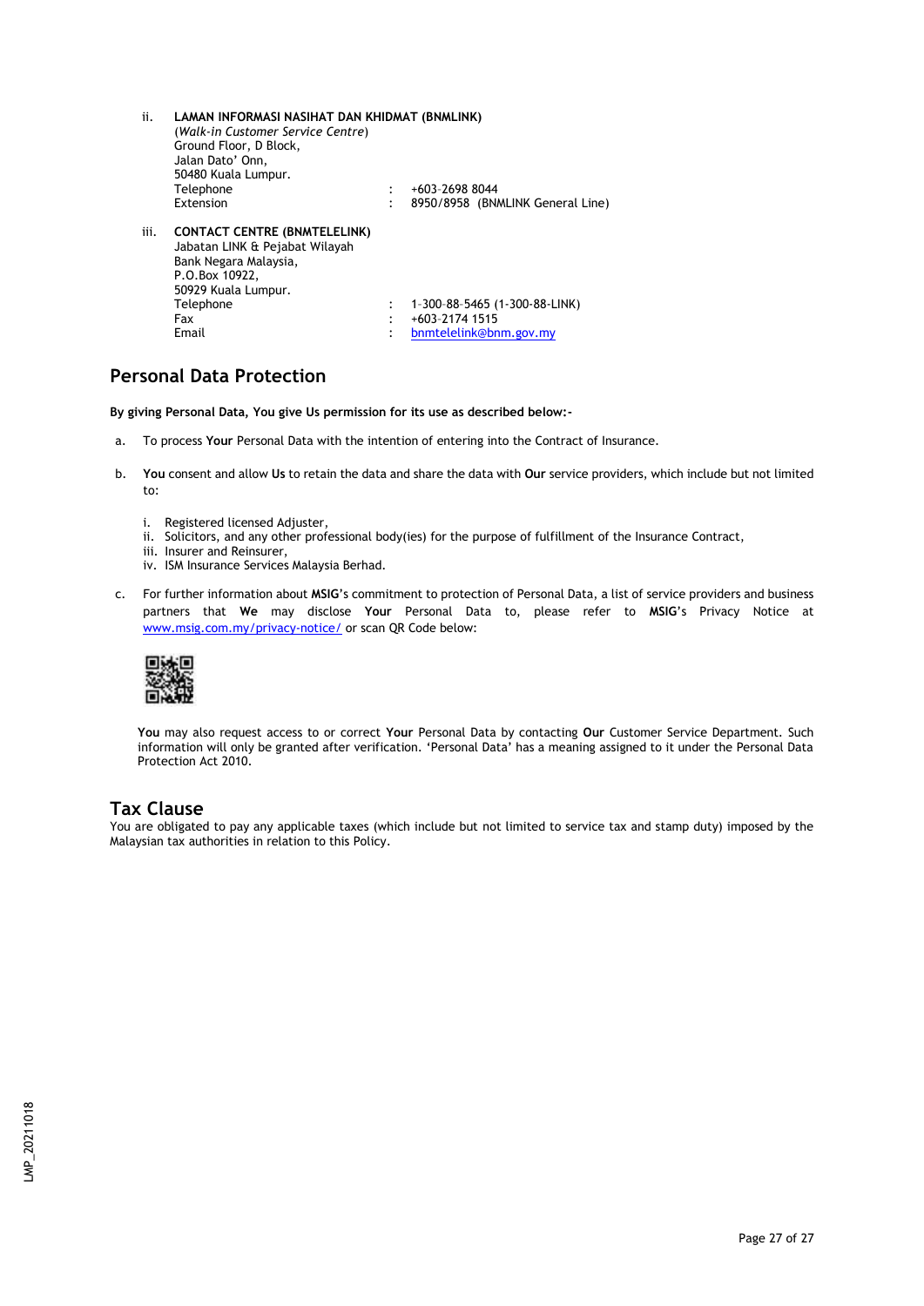ii. **LAMAN INFORMASI NASIHAT DAN KHIDMAT (BNMLINK)**
*(Walk-in Customer Service Centre)*
Ground Floor, D Block,
Jalan Dato' Onn,
50480 Kuala Lumpur.

| | | |
|---|---|---|
| Telephone | : | +603-2698 8044 |
| Extension | : | 8950/8958 (BNMLINK General Line) |

iii. **CONTACT CENTRE (BNMTELELINK)**
Jabatan LINK & Pejabat Wilayah
Bank Negara Malaysia,
P.O.Box 10922,
50929 Kuala Lumpur.

| | | |
|---|---|---|
| Telephone | : | 1-300-88-5465 (1-300-88-LINK) |
| Fax | : | +603-2174 1515 |
| Email | : | bnmtelelink@bnm.gov.my |

## Personal Data Protection

**By giving Personal Data, You give Us permission for its use as described below:-**

a. To process **Your** Personal Data with the intention of entering into the Contract of Insurance.

b. **You** consent and allow **Us** to retain the data and share the data with **Our** service providers, which include but not limited to:

   i. Registered licensed Adjuster,
   ii. Solicitors, and any other professional body(ies) for the purpose of fulfillment of the Insurance Contract,
   iii. Insurer and Reinsurer,
   iv. ISM Insurance Services Malaysia Berhad.

c. For further information about **MSIG**'s commitment to protection of Personal Data, a list of service providers and business partners that **We** may disclose **Your** Personal Data to, please refer to **MSIG**'s Privacy Notice at www.msig.com.my/privacy-notice/ or scan QR Code below:

**You** may also request access to or correct **Your** Personal Data by contacting **Our** Customer Service Department. Such information will only be granted after verification. 'Personal Data' has a meaning assigned to it under the Personal Data Protection Act 2010.

## Tax Clause

You are obligated to pay any applicable taxes (which include but not limited to service tax and stamp duty) imposed by the Malaysian tax authorities in relation to this Policy.